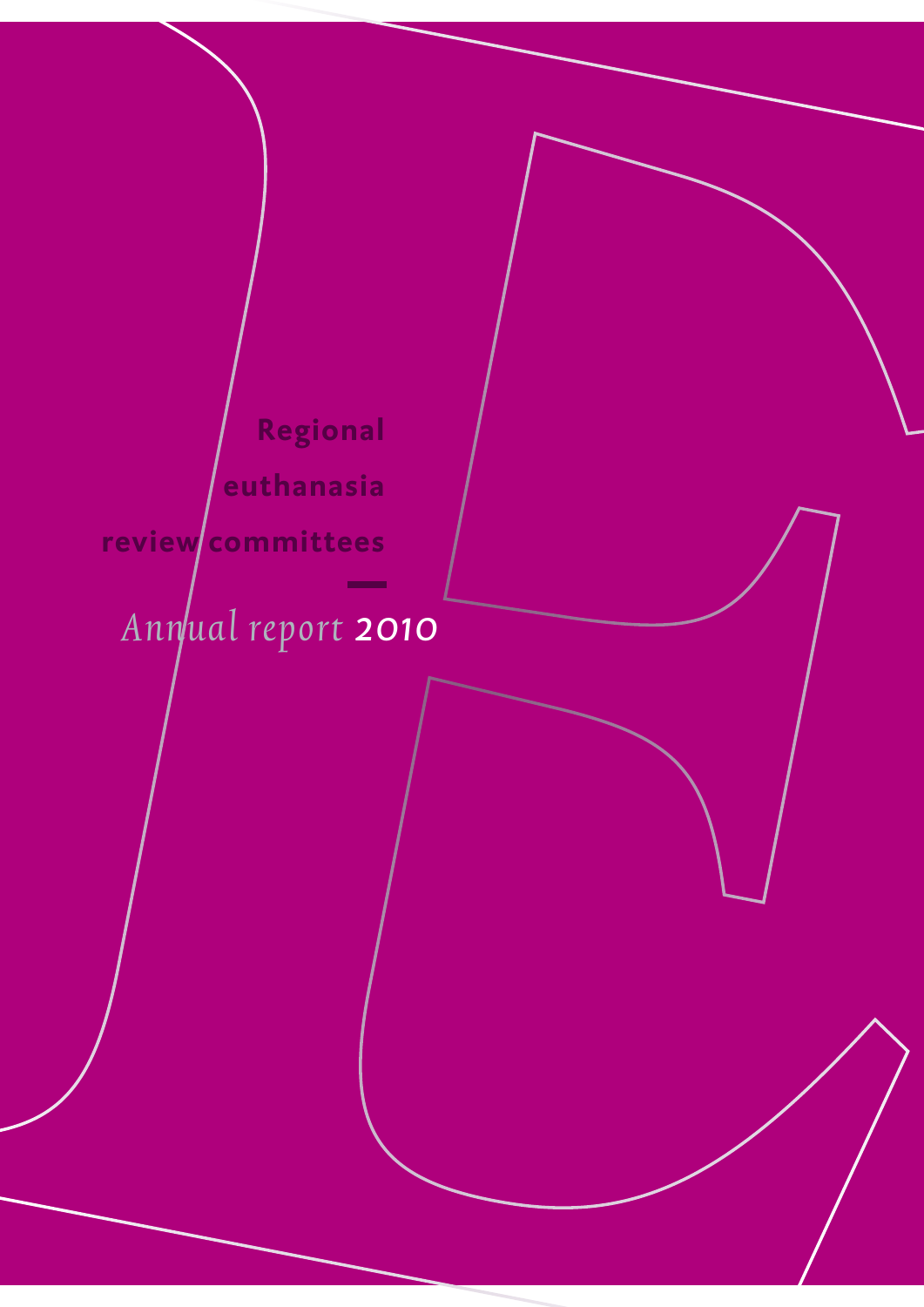# Regional euthanasia review committees

*Annual report* 2010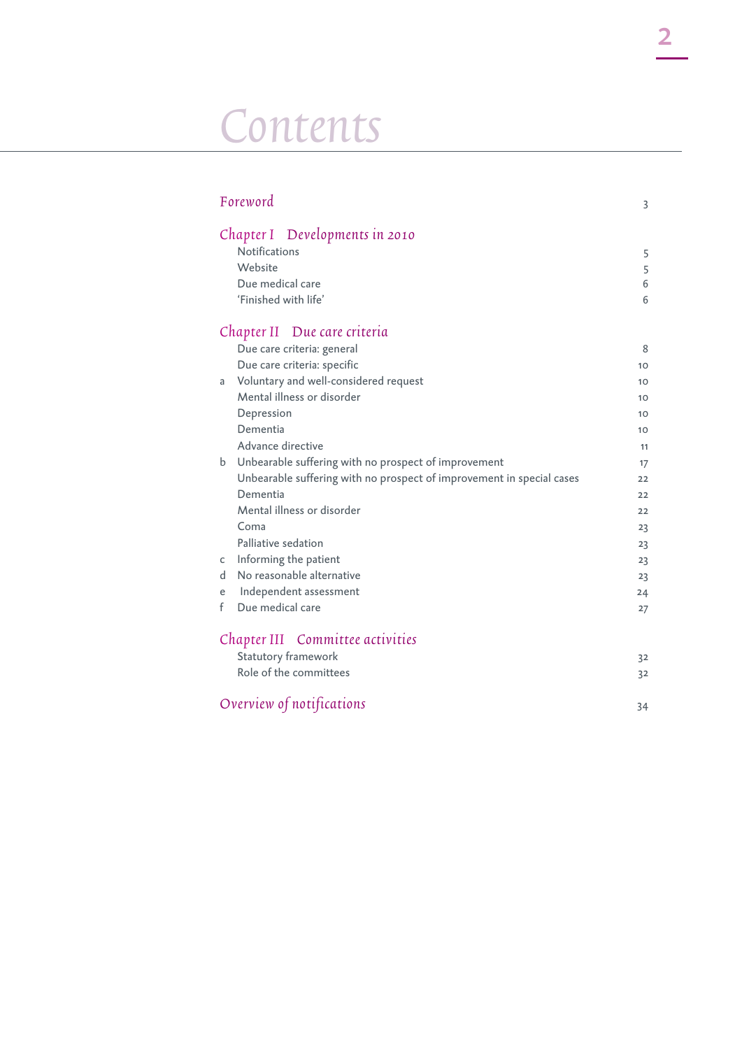# Contents

| | | |
|---|---|---|
| Foreword | | 3 |
| **Chapter I Developments in 2010** | | |
| | Notifications | 5 |
| | Website | 5 |
| | Due medical care | 6 |
| | 'Finished with life' | 6 |
| **Chapter II Due care criteria** | | |
| | Due care criteria: general | 8 |
| | Due care criteria: specific | 10 |
| a | Voluntary and well-considered request | 10 |
| | Mental illness or disorder | 10 |
| | Depression | 10 |
| | Dementia | 10 |
| | Advance directive | 11 |
| b | Unbearable suffering with no prospect of improvement | 17 |
| | Unbearable suffering with no prospect of improvement in special cases | 22 |
| | Dementia | 22 |
| | Mental illness or disorder | 22 |
| | Coma | 23 |
| | Palliative sedation | 23 |
| c | Informing the patient | 23 |
| d | No reasonable alternative | 23 |
| e | Independent assessment | 24 |
| f | Due medical care | 27 |
| **Chapter III Committee activities** | | |
| | Statutory framework | 32 |
| | Role of the committees | 32 |
| Overview of notifications | | 34 |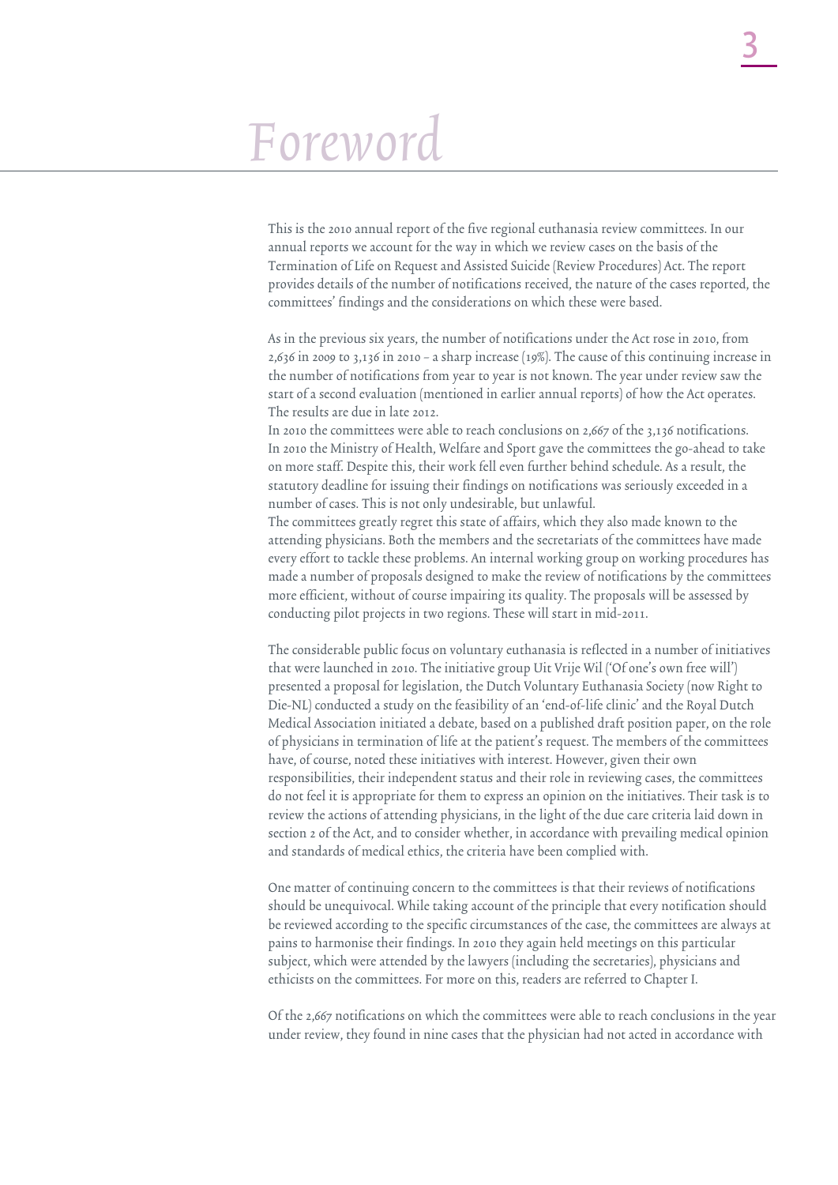# Foreword

This is the 2010 annual report of the five regional euthanasia review committees. In our annual reports we account for the way in which we review cases on the basis of the Termination of Life on Request and Assisted Suicide (Review Procedures) Act. The report provides details of the number of notifications received, the nature of the cases reported, the committees' findings and the considerations on which these were based.

As in the previous six years, the number of notifications under the Act rose in 2010, from 2,636 in 2009 to 3,136 in 2010 – a sharp increase (19%). The cause of this continuing increase in the number of notifications from year to year is not known. The year under review saw the start of a second evaluation (mentioned in earlier annual reports) of how the Act operates. The results are due in late 2012.

In 2010 the committees were able to reach conclusions on 2,667 of the 3,136 notifications. In 2010 the Ministry of Health, Welfare and Sport gave the committees the go-ahead to take on more staff. Despite this, their work fell even further behind schedule. As a result, the statutory deadline for issuing their findings on notifications was seriously exceeded in a number of cases. This is not only undesirable, but unlawful.

The committees greatly regret this state of affairs, which they also made known to the attending physicians. Both the members and the secretariats of the committees have made every effort to tackle these problems. An internal working group on working procedures has made a number of proposals designed to make the review of notifications by the committees more efficient, without of course impairing its quality. The proposals will be assessed by conducting pilot projects in two regions. These will start in mid-2011.

The considerable public focus on voluntary euthanasia is reflected in a number of initiatives that were launched in 2010. The initiative group Uit Vrije Wil ('Of one's own free will') presented a proposal for legislation, the Dutch Voluntary Euthanasia Society (now Right to Die-NL) conducted a study on the feasibility of an 'end-of-life clinic' and the Royal Dutch Medical Association initiated a debate, based on a published draft position paper, on the role of physicians in termination of life at the patient's request. The members of the committees have, of course, noted these initiatives with interest. However, given their own responsibilities, their independent status and their role in reviewing cases, the committees do not feel it is appropriate for them to express an opinion on the initiatives. Their task is to review the actions of attending physicians, in the light of the due care criteria laid down in section 2 of the Act, and to consider whether, in accordance with prevailing medical opinion and standards of medical ethics, the criteria have been complied with.

One matter of continuing concern to the committees is that their reviews of notifications should be unequivocal. While taking account of the principle that every notification should be reviewed according to the specific circumstances of the case, the committees are always at pains to harmonise their findings. In 2010 they again held meetings on this particular subject, which were attended by the lawyers (including the secretaries), physicians and ethicists on the committees. For more on this, readers are referred to Chapter I.

Of the 2,667 notifications on which the committees were able to reach conclusions in the year under review, they found in nine cases that the physician had not acted in accordance with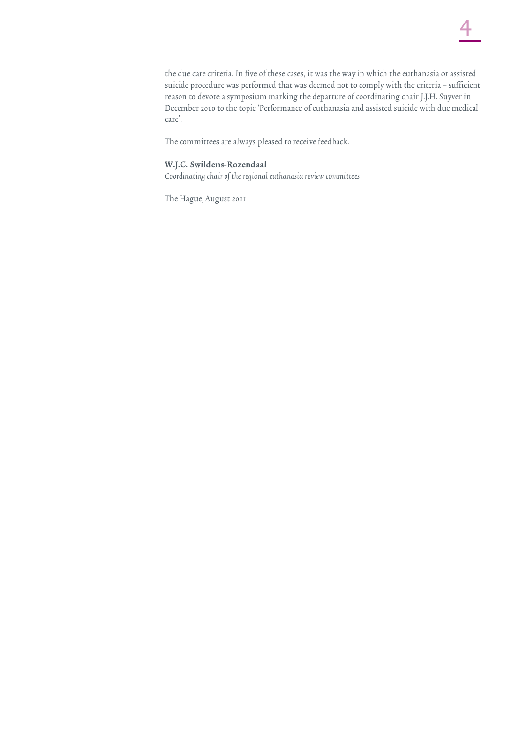the due care criteria. In five of these cases, it was the way in which the euthanasia or assisted suicide procedure was performed that was deemed not to comply with the criteria – sufficient reason to devote a symposium marking the departure of coordinating chair J.J.H. Suyver in December 2010 to the topic 'Performance of euthanasia and assisted suicide with due medical care'.

The committees are always pleased to receive feedback.

**W.J.C. Swildens-Rozendaal**
*Coordinating chair of the regional euthanasia review committees*

The Hague, August 2011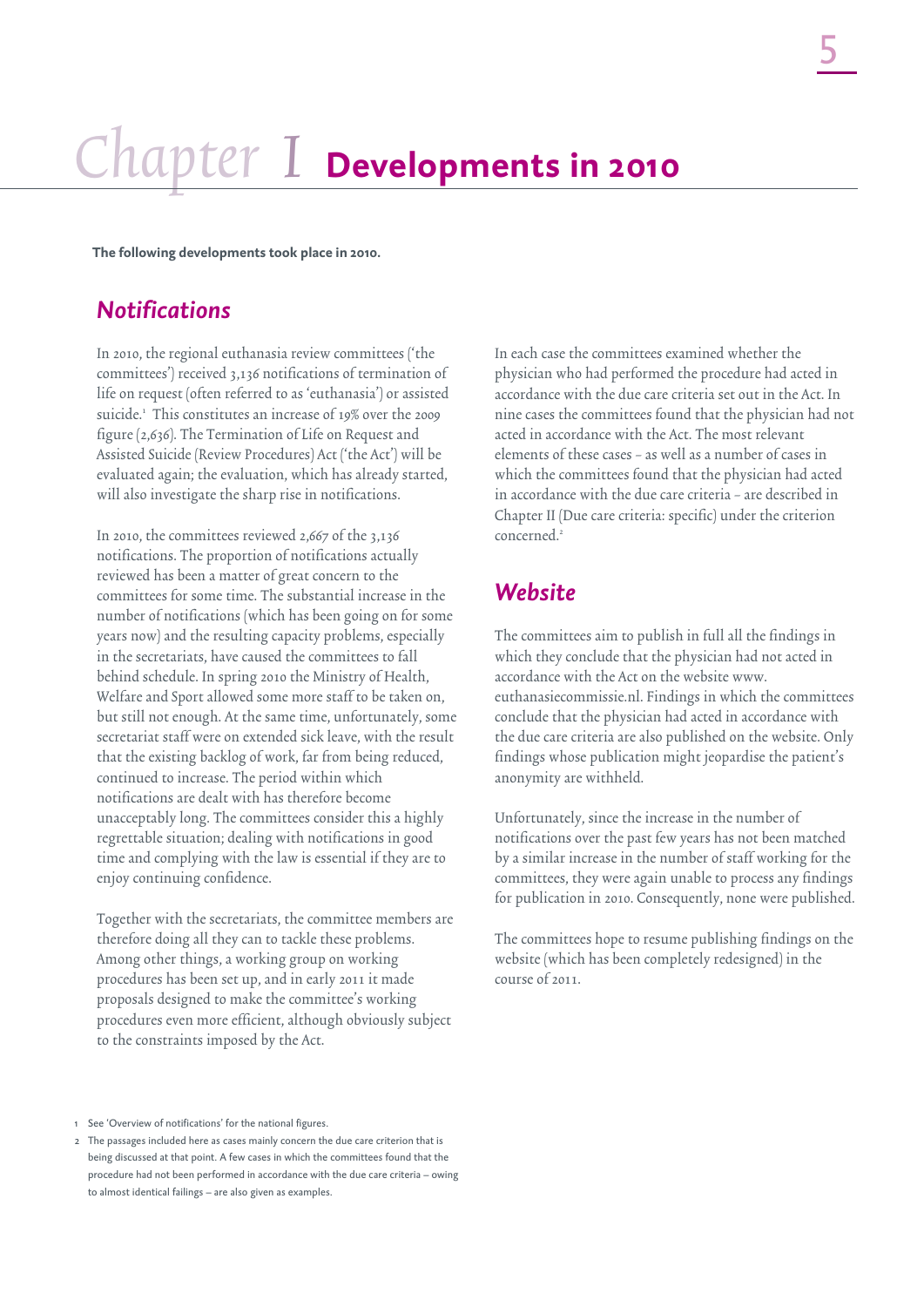# Chapter I Developments in 2010

**The following developments took place in 2010.**

## *Notifications*

In 2010, the regional euthanasia review committees ('the committees') received 3,136 notifications of termination of life on request (often referred to as 'euthanasia') or assisted suicide.[1] This constitutes an increase of 19% over the 2009 figure (2,636). The Termination of Life on Request and Assisted Suicide (Review Procedures) Act ('the Act') will be evaluated again; the evaluation, which has already started, will also investigate the sharp rise in notifications.

In 2010, the committees reviewed 2,667 of the 3,136 notifications. The proportion of notifications actually reviewed has been a matter of great concern to the committees for some time. The substantial increase in the number of notifications (which has been going on for some years now) and the resulting capacity problems, especially in the secretariats, have caused the committees to fall behind schedule. In spring 2010 the Ministry of Health, Welfare and Sport allowed some more staff to be taken on, but still not enough. At the same time, unfortunately, some secretariat staff were on extended sick leave, with the result that the existing backlog of work, far from being reduced, continued to increase. The period within which notifications are dealt with has therefore become unacceptably long. The committees consider this a highly regrettable situation; dealing with notifications in good time and complying with the law is essential if they are to enjoy continuing confidence.

Together with the secretariats, the committee members are therefore doing all they can to tackle these problems. Among other things, a working group on working procedures has been set up, and in early 2011 it made proposals designed to make the committee's working procedures even more efficient, although obviously subject to the constraints imposed by the Act.

In each case the committees examined whether the physician who had performed the procedure had acted in accordance with the due care criteria set out in the Act. In nine cases the committees found that the physician had not acted in accordance with the Act. The most relevant elements of these cases – as well as a number of cases in which the committees found that the physician had acted in accordance with the due care criteria – are described in Chapter II (Due care criteria: specific) under the criterion concerned.[2]

## *Website*

The committees aim to publish in full all the findings in which they conclude that the physician had not acted in accordance with the Act on the website www.euthanasiecommissie.nl. Findings in which the committees conclude that the physician had acted in accordance with the due care criteria are also published on the website. Only findings whose publication might jeopardise the patient's anonymity are withheld.

Unfortunately, since the increase in the number of notifications over the past few years has not been matched by a similar increase in the number of staff working for the committees, they were again unable to process any findings for publication in 2010. Consequently, none were published.

The committees hope to resume publishing findings on the website (which has been completely redesigned) in the course of 2011.

---

1 See 'Overview of notifications' for the national figures.

2 The passages included here as cases mainly concern the due care criterion that is being discussed at that point. A few cases in which the committees found that the procedure had not been performed in accordance with the due care criteria – owing to almost identical failings – are also given as examples.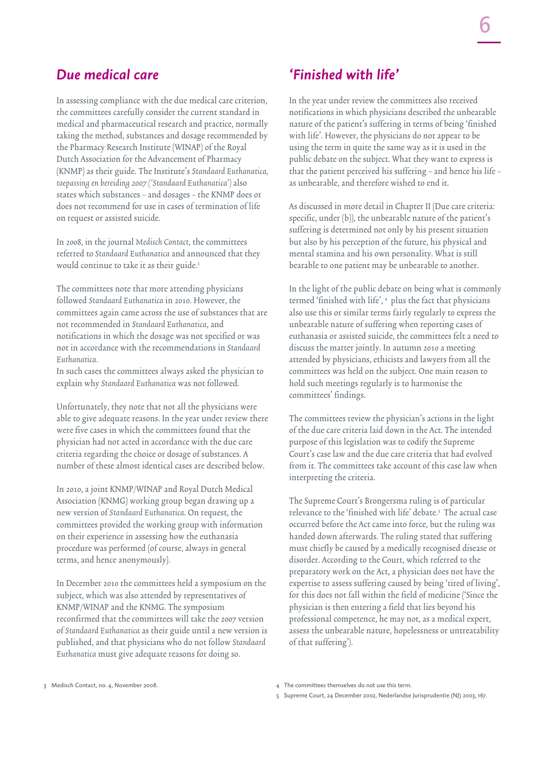## *Due medical care*

In assessing compliance with the due medical care criterion, the committees carefully consider the current standard in medical and pharmaceutical research and practice, normally taking the method, substances and dosage recommended by the Pharmacy Research Institute (WINAP) of the Royal Dutch Association for the Advancement of Pharmacy (KNMP) as their guide. The Institute's *Standaard Euthanatica, toepassing en bereiding 2007 ('Standaard Euthanatica')* also states which substances – and dosages – the KNMP does or does not recommend for use in cases of termination of life on request or assisted suicide.

In 2008, in the journal *Medisch Contact*, the committees referred to *Standaard Euthanatica* and announced that they would continue to take it as their guide.[3]

The committees note that more attending physicians followed *Standaard Euthanatica* in 2010. However, the committees again came across the use of substances that are not recommended in *Standaard Euthanatica*, and notifications in which the dosage was not specified or was not in accordance with the recommendations in *Standaard Euthanatica*.
In such cases the committees always asked the physician to explain why *Standaard Euthanatica* was not followed.

Unfortunately, they note that not all the physicians were able to give adequate reasons. In the year under review there were five cases in which the committees found that the physician had not acted in accordance with the due care criteria regarding the choice or dosage of substances. A number of these almost identical cases are described below.

In 2010, a joint KNMP/WINAP and Royal Dutch Medical Association (KNMG) working group began drawing up a new version of *Standaard Euthanatica*. On request, the committees provided the working group with information on their experience in assessing how the euthanasia procedure was performed (of course, always in general terms, and hence anonymously).

In December 2010 the committees held a symposium on the subject, which was also attended by representatives of KNMP/WINAP and the KNMG. The symposium reconfirmed that the committees will take the 2007 version of *Standaard Euthanatica* as their guide until a new version is published, and that physicians who do not follow *Standaard Euthanatica* must give adequate reasons for doing so.

## *'Finished with life'*

In the year under review the committees also received notifications in which physicians described the unbearable nature of the patient's suffering in terms of being 'finished with life'. However, the physicians do not appear to be using the term in quite the same way as it is used in the public debate on the subject. What they want to express is that the patient perceived his suffering – and hence his life – as unbearable, and therefore wished to end it.

As discussed in more detail in Chapter II (Due care criteria: specific, under (b)), the unbearable nature of the patient's suffering is determined not only by his present situation but also by his perception of the future, his physical and mental stamina and his own personality. What is still bearable to one patient may be unbearable to another.

In the light of the public debate on being what is commonly termed 'finished with life', [4] plus the fact that physicians also use this or similar terms fairly regularly to express the unbearable nature of suffering when reporting cases of euthanasia or assisted suicide, the committees felt a need to discuss the matter jointly. In autumn 2010 a meeting attended by physicians, ethicists and lawyers from all the committees was held on the subject. One main reason to hold such meetings regularly is to harmonise the committees' findings.

The committees review the physician's actions in the light of the due care criteria laid down in the Act. The intended purpose of this legislation was to codify the Supreme Court's case law and the due care criteria that had evolved from it. The committees take account of this case law when interpreting the criteria.

The Supreme Court's Brongersma ruling is of particular relevance to the 'finished with life' debate.[5] The actual case occurred before the Act came into force, but the ruling was handed down afterwards. The ruling stated that suffering must chiefly be caused by a medically recognised disease or disorder. According to the Court, which referred to the preparatory work on the Act, a physician does not have the expertise to assess suffering caused by being 'tired of living', for this does not fall within the field of medicine ('Since the physician is then entering a field that lies beyond his professional competence, he may not, as a medical expert, assess the unbearable nature, hopelessness or untreatability of that suffering').

3 Medisch Contact, no. 4, November 2008.

4 The committees themselves do not use this term.

5 Supreme Court, 24 December 2002, Nederlandse Jurisprudentie (NJ) 2003, 167.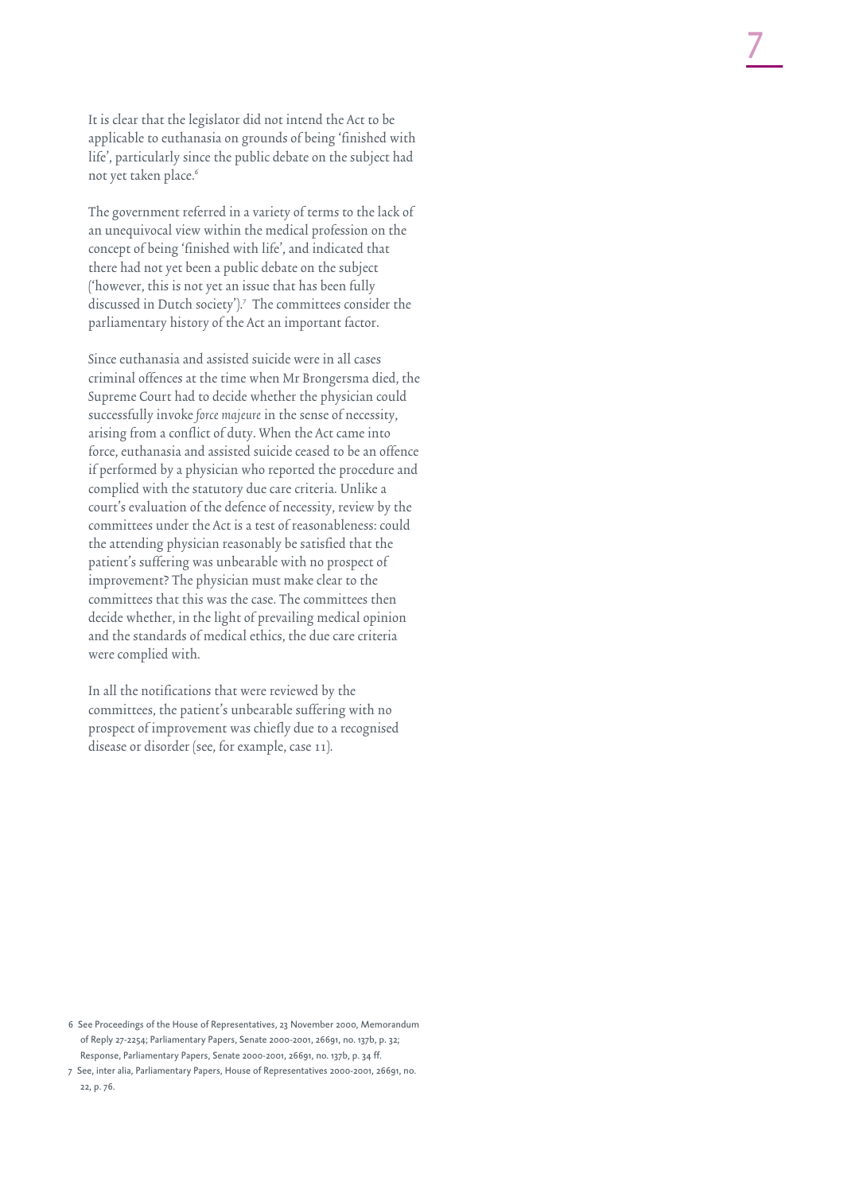It is clear that the legislator did not intend the Act to be applicable to euthanasia on grounds of being 'finished with life', particularly since the public debate on the subject had not yet taken place.[6]

The government referred in a variety of terms to the lack of an unequivocal view within the medical profession on the concept of being 'finished with life', and indicated that there had not yet been a public debate on the subject ('however, this is not yet an issue that has been fully discussed in Dutch society').[7] The committees consider the parliamentary history of the Act an important factor.

Since euthanasia and assisted suicide were in all cases criminal offences at the time when Mr Brongersma died, the Supreme Court had to decide whether the physician could successfully invoke *force majeure* in the sense of necessity, arising from a conflict of duty. When the Act came into force, euthanasia and assisted suicide ceased to be an offence if performed by a physician who reported the procedure and complied with the statutory due care criteria. Unlike a court's evaluation of the defence of necessity, review by the committees under the Act is a test of reasonableness: could the attending physician reasonably be satisfied that the patient's suffering was unbearable with no prospect of improvement? The physician must make clear to the committees that this was the case. The committees then decide whether, in the light of prevailing medical opinion and the standards of medical ethics, the due care criteria were complied with.

In all the notifications that were reviewed by the committees, the patient's unbearable suffering with no prospect of improvement was chiefly due to a recognised disease or disorder (see, for example, case 11).

6 See Proceedings of the House of Representatives, 23 November 2000, Memorandum of Reply 27-2254; Parliamentary Papers, Senate 2000-2001, 26691, no. 137b, p. 32; Response, Parliamentary Papers, Senate 2000-2001, 26691, no. 137b, p. 34 ff.

7 See, inter alia, Parliamentary Papers, House of Representatives 2000-2001, 26691, no. 22, p. 76.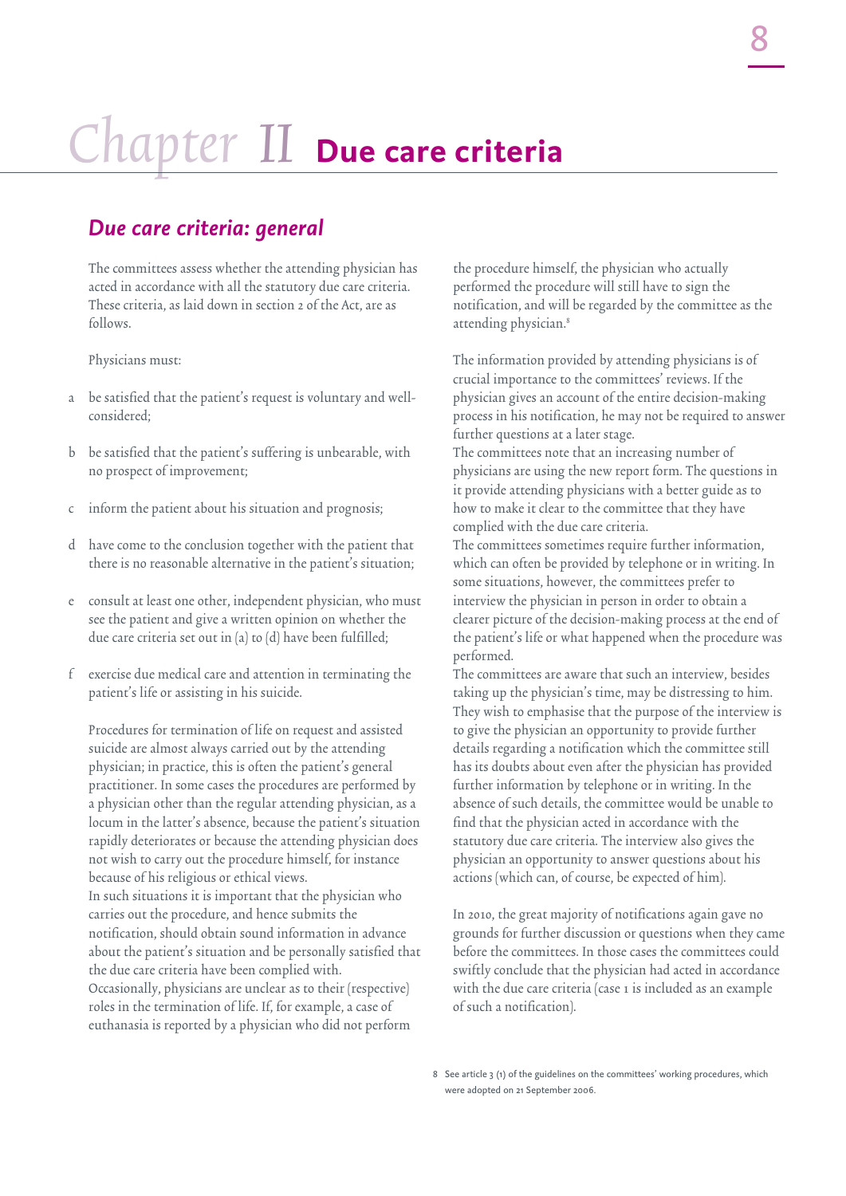# Chapter II Due care criteria

## *Due care criteria: general*

The committees assess whether the attending physician has acted in accordance with all the statutory due care criteria. These criteria, as laid down in section 2 of the Act, are as follows.

Physicians must:

a. be satisfied that the patient's request is voluntary and well-considered;
b. be satisfied that the patient's suffering is unbearable, with no prospect of improvement;
c. inform the patient about his situation and prognosis;
d. have come to the conclusion together with the patient that there is no reasonable alternative in the patient's situation;
e. consult at least one other, independent physician, who must see the patient and give a written opinion on whether the due care criteria set out in (a) to (d) have been fulfilled;
f. exercise due medical care and attention in terminating the patient's life or assisting in his suicide.

Procedures for termination of life on request and assisted suicide are almost always carried out by the attending physician; in practice, this is often the patient's general practitioner. In some cases the procedures are performed by a physician other than the regular attending physician, as a locum in the latter's absence, because the patient's situation rapidly deteriorates or because the attending physician does not wish to carry out the procedure himself, for instance because of his religious or ethical views.
In such situations it is important that the physician who carries out the procedure, and hence submits the notification, should obtain sound information in advance about the patient's situation and be personally satisfied that the due care criteria have been complied with.
Occasionally, physicians are unclear as to their (respective) roles in the termination of life. If, for example, a case of euthanasia is reported by a physician who did not perform the procedure himself, the physician who actually performed the procedure will still have to sign the notification, and will be regarded by the committee as the attending physician.[8]

The information provided by attending physicians is of crucial importance to the committees' reviews. If the physician gives an account of the entire decision-making process in his notification, he may not be required to answer further questions at a later stage.
The committees note that an increasing number of physicians are using the new report form. The questions in it provide attending physicians with a better guide as to how to make it clear to the committee that they have complied with the due care criteria.
The committees sometimes require further information, which can often be provided by telephone or in writing. In some situations, however, the committees prefer to interview the physician in person in order to obtain a clearer picture of the decision-making process at the end of the patient's life or what happened when the procedure was performed.
The committees are aware that such an interview, besides taking up the physician's time, may be distressing to him. They wish to emphasise that the purpose of the interview is to give the physician an opportunity to provide further details regarding a notification which the committee still has its doubts about even after the physician has provided further information by telephone or in writing. In the absence of such details, the committee would be unable to find that the physician acted in accordance with the statutory due care criteria. The interview also gives the physician an opportunity to answer questions about his actions (which can, of course, be expected of him).

In 2010, the great majority of notifications again gave no grounds for further discussion or questions when they came before the committees. In those cases the committees could swiftly conclude that the physician had acted in accordance with the due care criteria (case 1 is included as an example of such a notification).

8 See article 3 (1) of the guidelines on the committees' working procedures, which were adopted on 21 September 2006.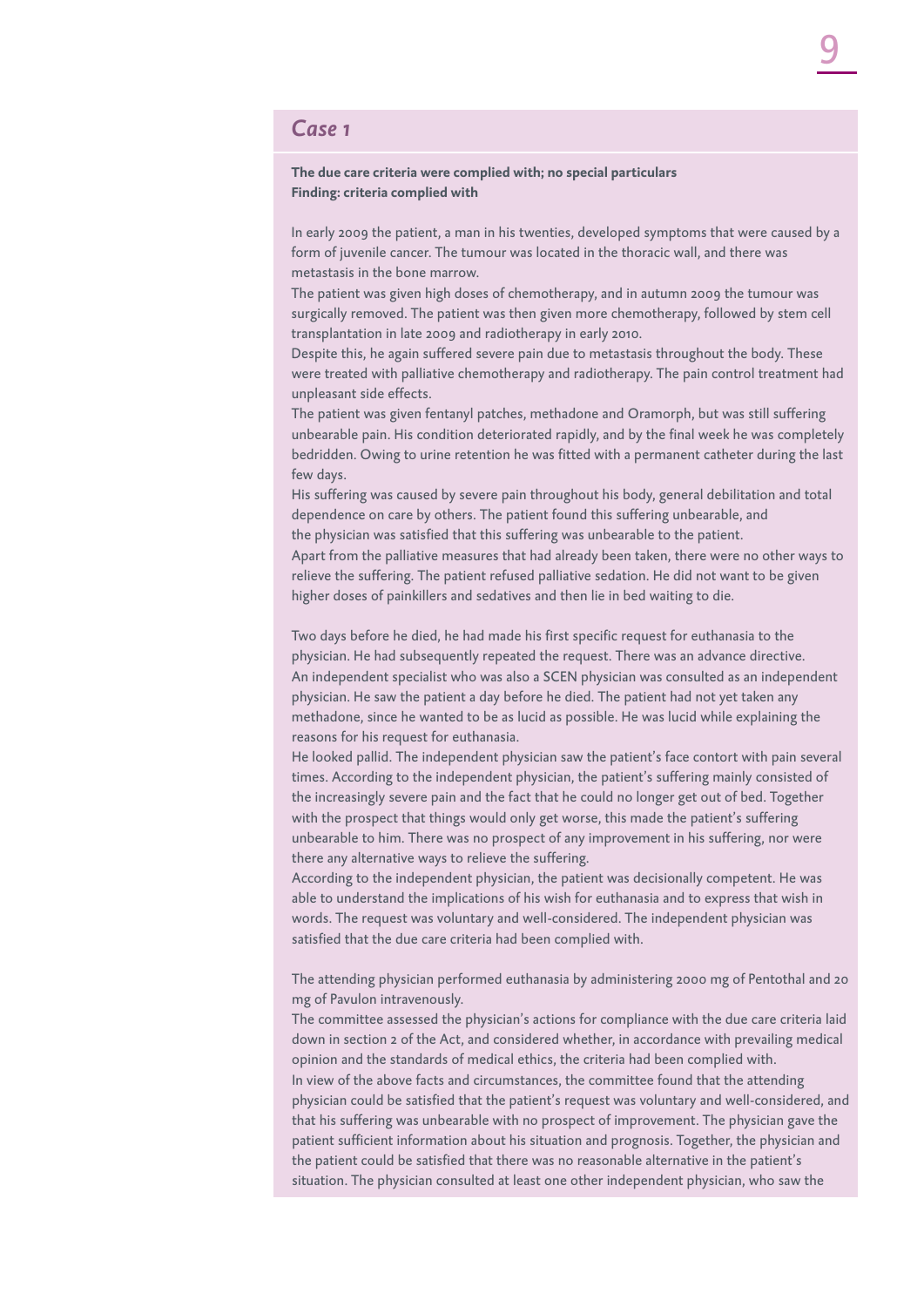## *Case 1*

**The due care criteria were complied with; no special particulars**
**Finding: criteria complied with**

In early 2009 the patient, a man in his twenties, developed symptoms that were caused by a form of juvenile cancer. The tumour was located in the thoracic wall, and there was metastasis in the bone marrow.
The patient was given high doses of chemotherapy, and in autumn 2009 the tumour was surgically removed. The patient was then given more chemotherapy, followed by stem cell transplantation in late 2009 and radiotherapy in early 2010.
Despite this, he again suffered severe pain due to metastasis throughout the body. These were treated with palliative chemotherapy and radiotherapy. The pain control treatment had unpleasant side effects.
The patient was given fentanyl patches, methadone and Oramorph, but was still suffering unbearable pain. His condition deteriorated rapidly, and by the final week he was completely bedridden. Owing to urine retention he was fitted with a permanent catheter during the last few days.
His suffering was caused by severe pain throughout his body, general debilitation and total dependence on care by others. The patient found this suffering unbearable, and the physician was satisfied that this suffering was unbearable to the patient.
Apart from the palliative measures that had already been taken, there were no other ways to relieve the suffering. The patient refused palliative sedation. He did not want to be given higher doses of painkillers and sedatives and then lie in bed waiting to die.

Two days before he died, he had made his first specific request for euthanasia to the physician. He had subsequently repeated the request. There was an advance directive.
An independent specialist who was also a SCEN physician was consulted as an independent physician. He saw the patient a day before he died. The patient had not yet taken any methadone, since he wanted to be as lucid as possible. He was lucid while explaining the reasons for his request for euthanasia.
He looked pallid. The independent physician saw the patient's face contort with pain several times. According to the independent physician, the patient's suffering mainly consisted of the increasingly severe pain and the fact that he could no longer get out of bed. Together with the prospect that things would only get worse, this made the patient's suffering unbearable to him. There was no prospect of any improvement in his suffering, nor were there any alternative ways to relieve the suffering.
According to the independent physician, the patient was decisionally competent. He was able to understand the implications of his wish for euthanasia and to express that wish in words. The request was voluntary and well-considered. The independent physician was satisfied that the due care criteria had been complied with.

The attending physician performed euthanasia by administering 2000 mg of Pentothal and 20 mg of Pavulon intravenously.
The committee assessed the physician's actions for compliance with the due care criteria laid down in section 2 of the Act, and considered whether, in accordance with prevailing medical opinion and the standards of medical ethics, the criteria had been complied with.
In view of the above facts and circumstances, the committee found that the attending physician could be satisfied that the patient's request was voluntary and well-considered, and that his suffering was unbearable with no prospect of improvement. The physician gave the patient sufficient information about his situation and prognosis. Together, the physician and the patient could be satisfied that there was no reasonable alternative in the patient's situation. The physician consulted at least one other independent physician, who saw the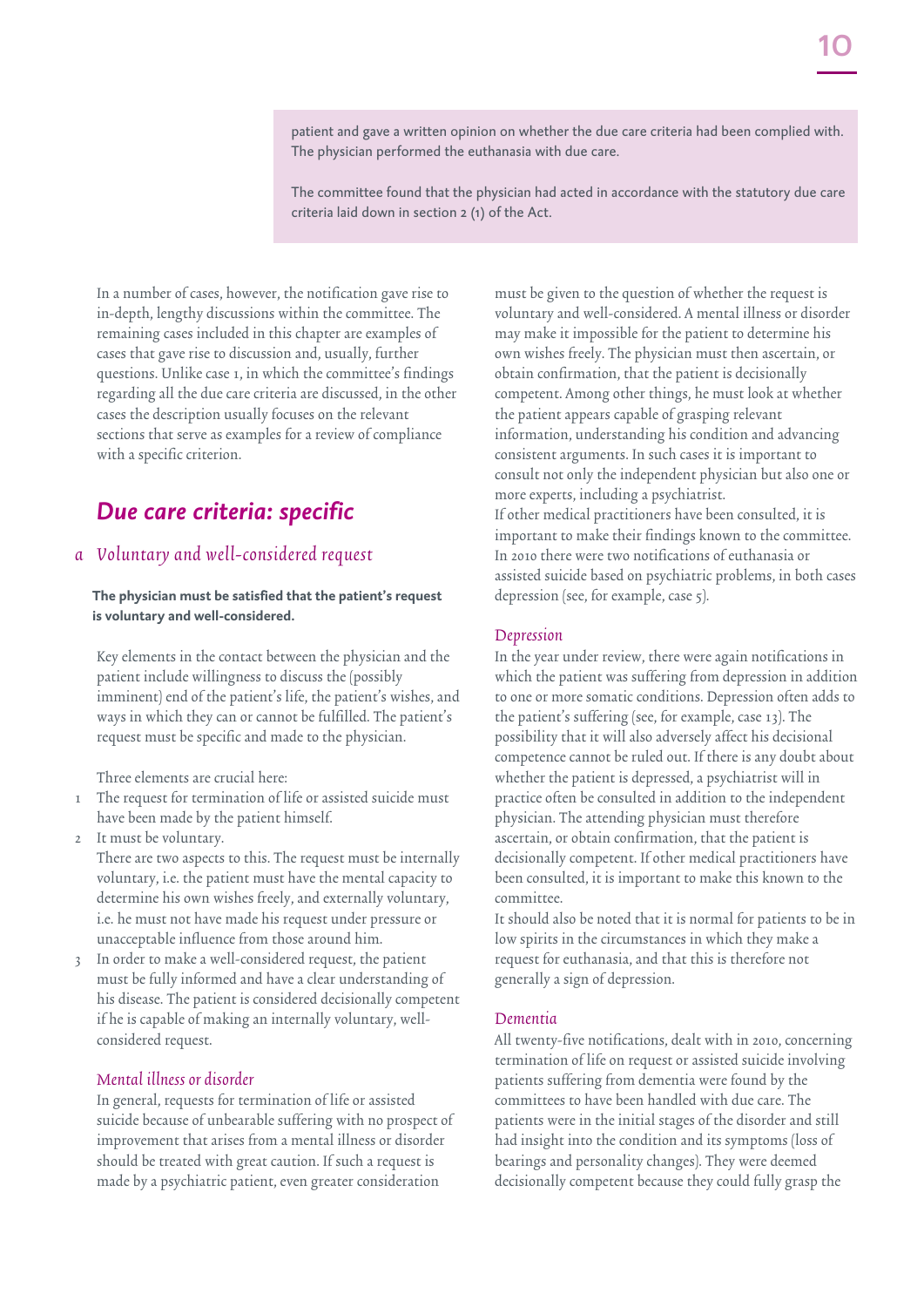patient and gave a written opinion on whether the due care criteria had been complied with. The physician performed the euthanasia with due care.

The committee found that the physician had acted in accordance with the statutory due care criteria laid down in section 2 (1) of the Act.

In a number of cases, however, the notification gave rise to in-depth, lengthy discussions within the committee. The remaining cases included in this chapter are examples of cases that gave rise to discussion and, usually, further questions. Unlike case 1, in which the committee's findings regarding all the due care criteria are discussed, in the other cases the description usually focuses on the relevant sections that serve as examples for a review of compliance with a specific criterion.

## Due care criteria: specific

### a Voluntary and well-considered request

**The physician must be satisfied that the patient's request is voluntary and well-considered.**

Key elements in the contact between the physician and the patient include willingness to discuss the (possibly imminent) end of the patient's life, the patient's wishes, and ways in which they can or cannot be fulfilled. The patient's request must be specific and made to the physician.

Three elements are crucial here:

1. The request for termination of life or assisted suicide must have been made by the patient himself.
2. It must be voluntary.
   There are two aspects to this. The request must be internally voluntary, i.e. the patient must have the mental capacity to determine his own wishes freely, and externally voluntary, i.e. he must not have made his request under pressure or unacceptable influence from those around him.
3. In order to make a well-considered request, the patient must be fully informed and have a clear understanding of his disease. The patient is considered decisionally competent if he is capable of making an internally voluntary, well-considered request.

#### Mental illness or disorder

In general, requests for termination of life or assisted suicide because of unbearable suffering with no prospect of improvement that arises from a mental illness or disorder should be treated with great caution. If such a request is made by a psychiatric patient, even greater consideration must be given to the question of whether the request is voluntary and well-considered. A mental illness or disorder may make it impossible for the patient to determine his own wishes freely. The physician must then ascertain, or obtain confirmation, that the patient is decisionally competent. Among other things, he must look at whether the patient appears capable of grasping relevant information, understanding his condition and advancing consistent arguments. In such cases it is important to consult not only the independent physician but also one or more experts, including a psychiatrist.
If other medical practitioners have been consulted, it is important to make their findings known to the committee. In 2010 there were two notifications of euthanasia or assisted suicide based on psychiatric problems, in both cases depression (see, for example, case 5).

#### Depression

In the year under review, there were again notifications in which the patient was suffering from depression in addition to one or more somatic conditions. Depression often adds to the patient's suffering (see, for example, case 13). The possibility that it will also adversely affect his decisional competence cannot be ruled out. If there is any doubt about whether the patient is depressed, a psychiatrist will in practice often be consulted in addition to the independent physician. The attending physician must therefore ascertain, or obtain confirmation, that the patient is decisionally competent. If other medical practitioners have been consulted, it is important to make this known to the committee.
It should also be noted that it is normal for patients to be in low spirits in the circumstances in which they make a request for euthanasia, and that this is therefore not generally a sign of depression.

#### Dementia

All twenty-five notifications, dealt with in 2010, concerning termination of life on request or assisted suicide involving patients suffering from dementia were found by the committees to have been handled with due care. The patients were in the initial stages of the disorder and still had insight into the condition and its symptoms (loss of bearings and personality changes). They were deemed decisionally competent because they could fully grasp the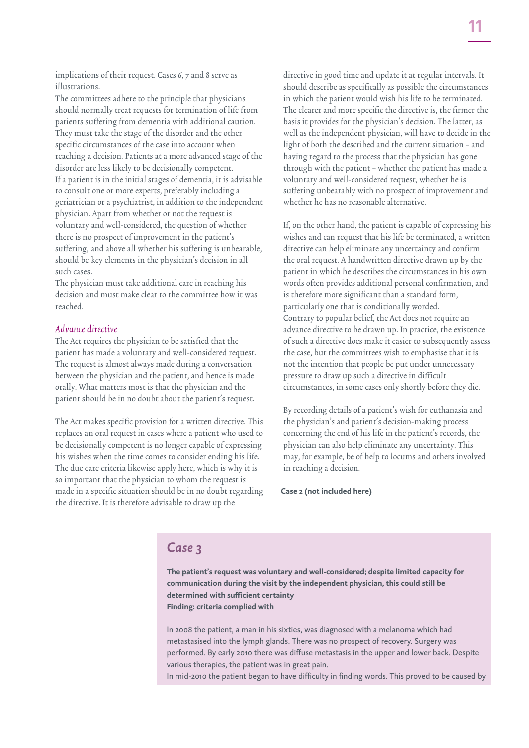implications of their request. Cases 6, 7 and 8 serve as illustrations.

The committees adhere to the principle that physicians should normally treat requests for termination of life from patients suffering from dementia with additional caution. They must take the stage of the disorder and the other specific circumstances of the case into account when reaching a decision. Patients at a more advanced stage of the disorder are less likely to be decisionally competent.

If a patient is in the initial stages of dementia, it is advisable to consult one or more experts, preferably including a geriatrician or a psychiatrist, in addition to the independent physician. Apart from whether or not the request is voluntary and well-considered, the question of whether there is no prospect of improvement in the patient's suffering, and above all whether his suffering is unbearable, should be key elements in the physician's decision in all such cases.

The physician must take additional care in reaching his decision and must make clear to the committee how it was reached.

### *Advance directive*

The Act requires the physician to be satisfied that the patient has made a voluntary and well-considered request. The request is almost always made during a conversation between the physician and the patient, and hence is made orally. What matters most is that the physician and the patient should be in no doubt about the patient's request.

The Act makes specific provision for a written directive. This replaces an oral request in cases where a patient who used to be decisionally competent is no longer capable of expressing his wishes when the time comes to consider ending his life. The due care criteria likewise apply here, which is why it is so important that the physician to whom the request is made in a specific situation should be in no doubt regarding the directive. It is therefore advisable to draw up the directive in good time and update it at regular intervals. It should describe as specifically as possible the circumstances in which the patient would wish his life to be terminated. The clearer and more specific the directive is, the firmer the basis it provides for the physician's decision. The latter, as well as the independent physician, will have to decide in the light of both the described and the current situation – and having regard to the process that the physician has gone through with the patient – whether the patient has made a voluntary and well-considered request, whether he is suffering unbearably with no prospect of improvement and whether he has no reasonable alternative.

If, on the other hand, the patient is capable of expressing his wishes and can request that his life be terminated, a written directive can help eliminate any uncertainty and confirm the oral request. A handwritten directive drawn up by the patient in which he describes the circumstances in his own words often provides additional personal confirmation, and is therefore more significant than a standard form, particularly one that is conditionally worded.

Contrary to popular belief, the Act does not require an advance directive to be drawn up. In practice, the existence of such a directive does make it easier to subsequently assess the case, but the committees wish to emphasise that it is not the intention that people be put under unnecessary pressure to draw up such a directive in difficult circumstances, in some cases only shortly before they die.

By recording details of a patient's wish for euthanasia and the physician's and patient's decision-making process concerning the end of his life in the patient's records, the physician can also help eliminate any uncertainty. This may, for example, be of help to locums and others involved in reaching a decision.

**Case 2 (not included here)**

## *Case 3*

**The patient's request was voluntary and well-considered; despite limited capacity for communication during the visit by the independent physician, this could still be determined with sufficient certainty**
**Finding: criteria complied with**

In 2008 the patient, a man in his sixties, was diagnosed with a melanoma which had metastasised into the lymph glands. There was no prospect of recovery. Surgery was performed. By early 2010 there was diffuse metastasis in the upper and lower back. Despite various therapies, the patient was in great pain.

In mid-2010 the patient began to have difficulty in finding words. This proved to be caused by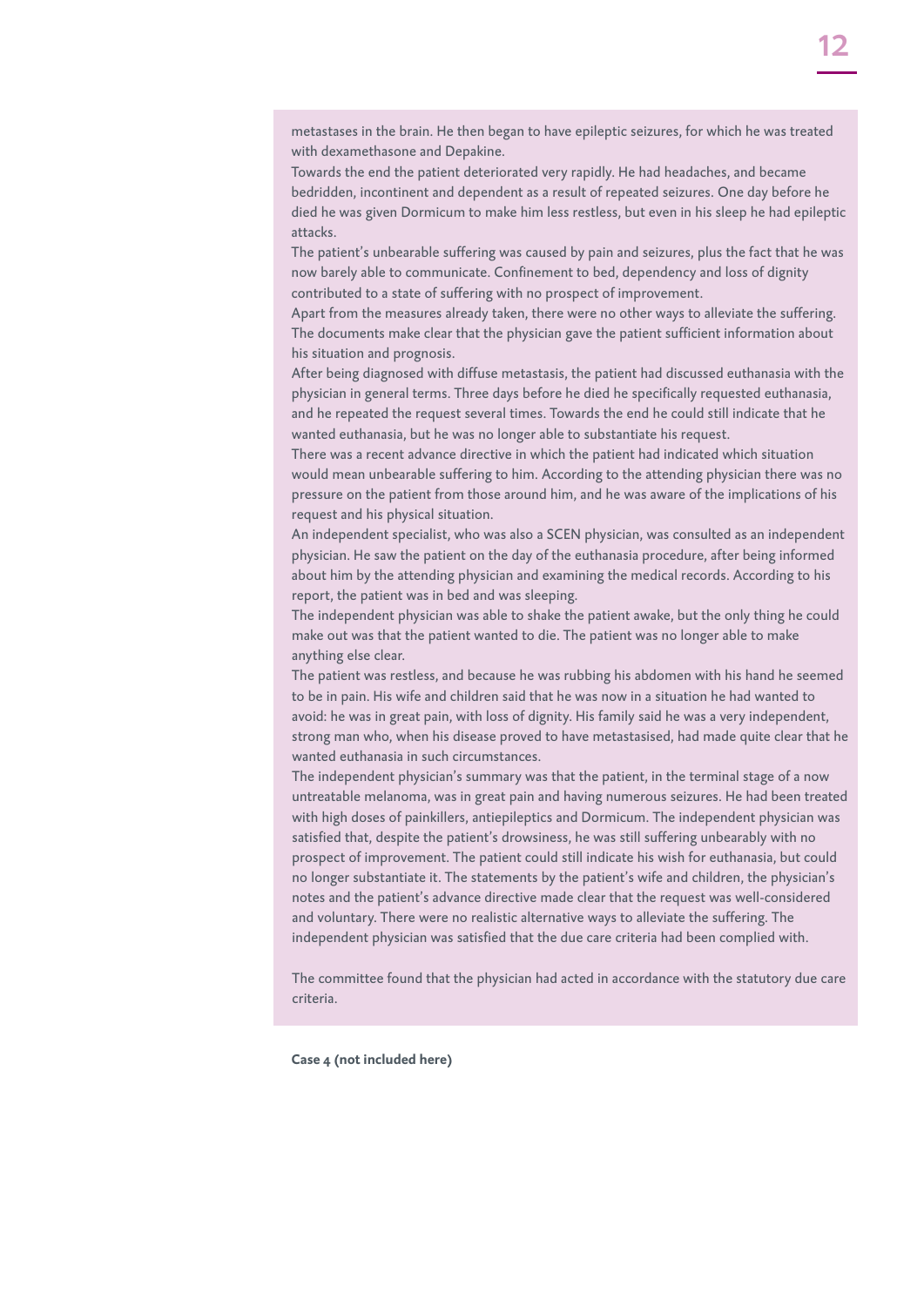metastases in the brain. He then began to have epileptic seizures, for which he was treated with dexamethasone and Depakine.

Towards the end the patient deteriorated very rapidly. He had headaches, and became bedridden, incontinent and dependent as a result of repeated seizures. One day before he died he was given Dormicum to make him less restless, but even in his sleep he had epileptic attacks.

The patient's unbearable suffering was caused by pain and seizures, plus the fact that he was now barely able to communicate. Confinement to bed, dependency and loss of dignity contributed to a state of suffering with no prospect of improvement.

Apart from the measures already taken, there were no other ways to alleviate the suffering. The documents make clear that the physician gave the patient sufficient information about his situation and prognosis.

After being diagnosed with diffuse metastasis, the patient had discussed euthanasia with the physician in general terms. Three days before he died he specifically requested euthanasia, and he repeated the request several times. Towards the end he could still indicate that he wanted euthanasia, but he was no longer able to substantiate his request.

There was a recent advance directive in which the patient had indicated which situation would mean unbearable suffering to him. According to the attending physician there was no pressure on the patient from those around him, and he was aware of the implications of his request and his physical situation.

An independent specialist, who was also a SCEN physician, was consulted as an independent physician. He saw the patient on the day of the euthanasia procedure, after being informed about him by the attending physician and examining the medical records. According to his report, the patient was in bed and was sleeping.

The independent physician was able to shake the patient awake, but the only thing he could make out was that the patient wanted to die. The patient was no longer able to make anything else clear.

The patient was restless, and because he was rubbing his abdomen with his hand he seemed to be in pain. His wife and children said that he was now in a situation he had wanted to avoid: he was in great pain, with loss of dignity. His family said he was a very independent, strong man who, when his disease proved to have metastasised, had made quite clear that he wanted euthanasia in such circumstances.

The independent physician's summary was that the patient, in the terminal stage of a now untreatable melanoma, was in great pain and having numerous seizures. He had been treated with high doses of painkillers, antiepileptics and Dormicum. The independent physician was satisfied that, despite the patient's drowsiness, he was still suffering unbearably with no prospect of improvement. The patient could still indicate his wish for euthanasia, but could no longer substantiate it. The statements by the patient's wife and children, the physician's notes and the patient's advance directive made clear that the request was well-considered and voluntary. There were no realistic alternative ways to alleviate the suffering. The independent physician was satisfied that the due care criteria had been complied with.

The committee found that the physician had acted in accordance with the statutory due care criteria.

**Case 4 (not included here)**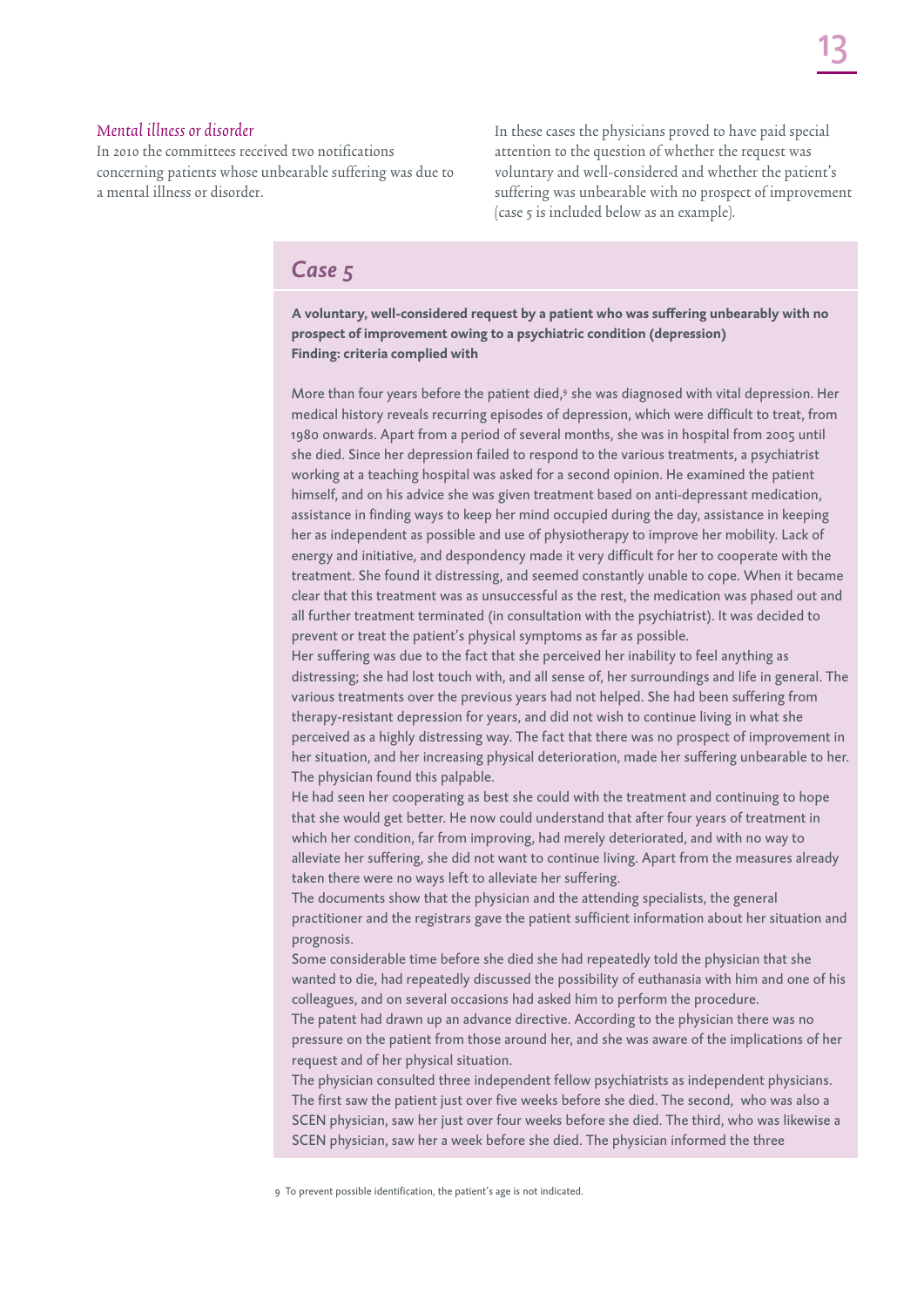### *Mental illness or disorder*

In 2010 the committees received two notifications concerning patients whose unbearable suffering was due to a mental illness or disorder.

In these cases the physicians proved to have paid special attention to the question of whether the request was voluntary and well-considered and whether the patient's suffering was unbearable with no prospect of improvement (case 5 is included below as an example).

## *Case 5*

**A voluntary, well-considered request by a patient who was suffering unbearably with no prospect of improvement owing to a psychiatric condition (depression)**
**Finding: criteria complied with**

More than four years before the patient died,[9] she was diagnosed with vital depression. Her medical history reveals recurring episodes of depression, which were difficult to treat, from 1980 onwards. Apart from a period of several months, she was in hospital from 2005 until she died. Since her depression failed to respond to the various treatments, a psychiatrist working at a teaching hospital was asked for a second opinion. He examined the patient himself, and on his advice she was given treatment based on anti-depressant medication, assistance in finding ways to keep her mind occupied during the day, assistance in keeping her as independent as possible and use of physiotherapy to improve her mobility. Lack of energy and initiative, and despondency made it very difficult for her to cooperate with the treatment. She found it distressing, and seemed constantly unable to cope. When it became clear that this treatment was as unsuccessful as the rest, the medication was phased out and all further treatment terminated (in consultation with the psychiatrist). It was decided to prevent or treat the patient's physical symptoms as far as possible.

Her suffering was due to the fact that she perceived her inability to feel anything as distressing; she had lost touch with, and all sense of, her surroundings and life in general. The various treatments over the previous years had not helped. She had been suffering from therapy-resistant depression for years, and did not wish to continue living in what she perceived as a highly distressing way. The fact that there was no prospect of improvement in her situation, and her increasing physical deterioration, made her suffering unbearable to her. The physician found this palpable.

He had seen her cooperating as best she could with the treatment and continuing to hope that she would get better. He now could understand that after four years of treatment in which her condition, far from improving, had merely deteriorated, and with no way to alleviate her suffering, she did not want to continue living. Apart from the measures already taken there were no ways left to alleviate her suffering.

The documents show that the physician and the attending specialists, the general practitioner and the registrars gave the patient sufficient information about her situation and prognosis.

Some considerable time before she died she had repeatedly told the physician that she wanted to die, had repeatedly discussed the possibility of euthanasia with him and one of his colleagues, and on several occasions had asked him to perform the procedure.

The patent had drawn up an advance directive. According to the physician there was no pressure on the patient from those around her, and she was aware of the implications of her request and of her physical situation.

The physician consulted three independent fellow psychiatrists as independent physicians. The first saw the patient just over five weeks before she died. The second, who was also a SCEN physician, saw her just over four weeks before she died. The third, who was likewise a SCEN physician, saw her a week before she died. The physician informed the three

[9] To prevent possible identification, the patient's age is not indicated.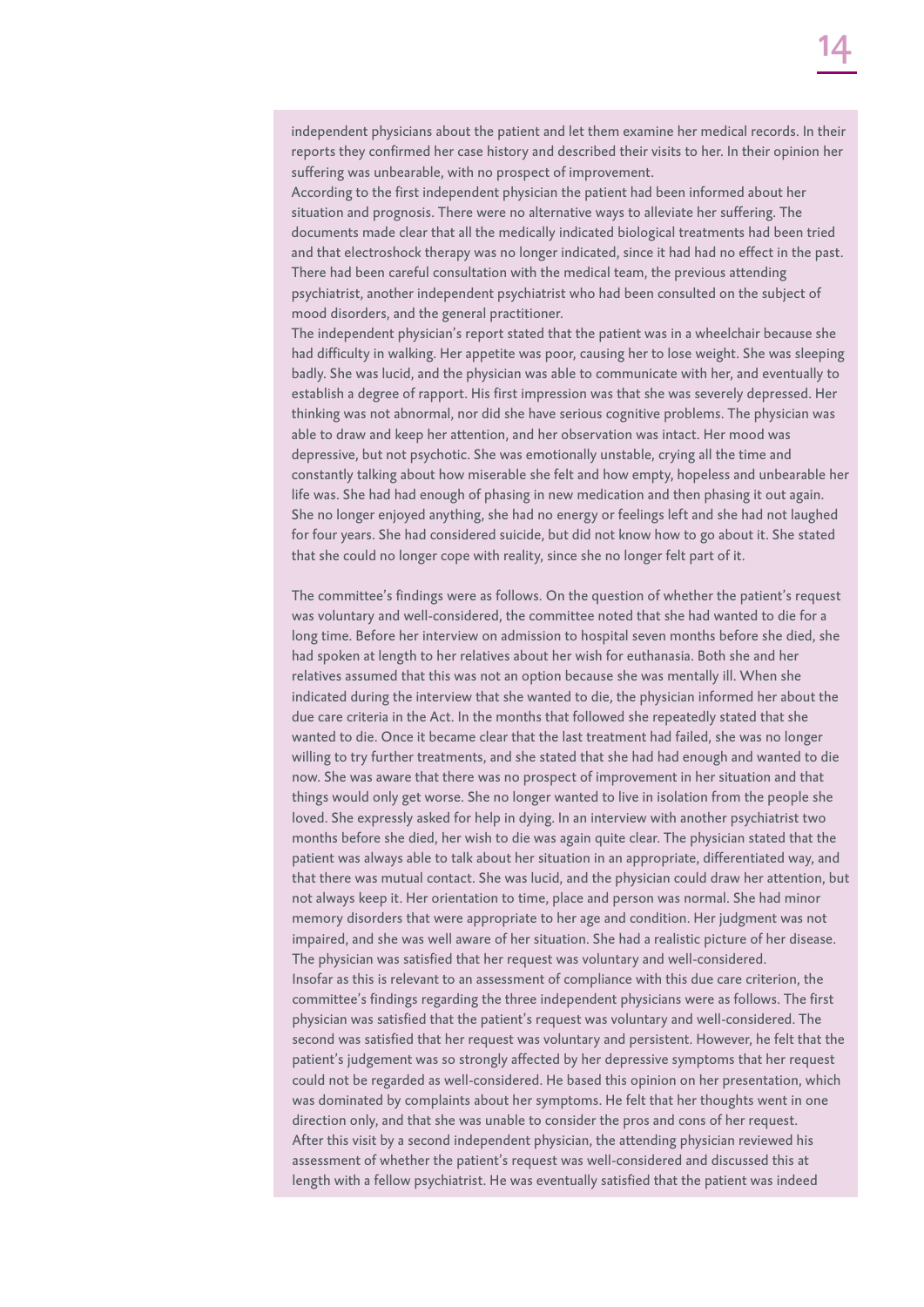independent physicians about the patient and let them examine her medical records. In their reports they confirmed her case history and described their visits to her. In their opinion her suffering was unbearable, with no prospect of improvement.
According to the first independent physician the patient had been informed about her situation and prognosis. There were no alternative ways to alleviate her suffering. The documents made clear that all the medically indicated biological treatments had been tried and that electroshock therapy was no longer indicated, since it had had no effect in the past. There had been careful consultation with the medical team, the previous attending psychiatrist, another independent psychiatrist who had been consulted on the subject of mood disorders, and the general practitioner.
The independent physician's report stated that the patient was in a wheelchair because she had difficulty in walking. Her appetite was poor, causing her to lose weight. She was sleeping badly. She was lucid, and the physician was able to communicate with her, and eventually to establish a degree of rapport. His first impression was that she was severely depressed. Her thinking was not abnormal, nor did she have serious cognitive problems. The physician was able to draw and keep her attention, and her observation was intact. Her mood was depressive, but not psychotic. She was emotionally unstable, crying all the time and constantly talking about how miserable she felt and how empty, hopeless and unbearable her life was. She had had enough of phasing in new medication and then phasing it out again. She no longer enjoyed anything, she had no energy or feelings left and she had not laughed for four years. She had considered suicide, but did not know how to go about it. She stated that she could no longer cope with reality, since she no longer felt part of it.

The committee's findings were as follows. On the question of whether the patient's request was voluntary and well-considered, the committee noted that she had wanted to die for a long time. Before her interview on admission to hospital seven months before she died, she had spoken at length to her relatives about her wish for euthanasia. Both she and her relatives assumed that this was not an option because she was mentally ill. When she indicated during the interview that she wanted to die, the physician informed her about the due care criteria in the Act. In the months that followed she repeatedly stated that she wanted to die. Once it became clear that the last treatment had failed, she was no longer willing to try further treatments, and she stated that she had had enough and wanted to die now. She was aware that there was no prospect of improvement in her situation and that things would only get worse. She no longer wanted to live in isolation from the people she loved. She expressly asked for help in dying. In an interview with another psychiatrist two months before she died, her wish to die was again quite clear. The physician stated that the patient was always able to talk about her situation in an appropriate, differentiated way, and that there was mutual contact. She was lucid, and the physician could draw her attention, but not always keep it. Her orientation to time, place and person was normal. She had minor memory disorders that were appropriate to her age and condition. Her judgment was not impaired, and she was well aware of her situation. She had a realistic picture of her disease. The physician was satisfied that her request was voluntary and well-considered.
Insofar as this is relevant to an assessment of compliance with this due care criterion, the committee's findings regarding the three independent physicians were as follows. The first physician was satisfied that the patient's request was voluntary and well-considered. The second was satisfied that her request was voluntary and persistent. However, he felt that the patient's judgement was so strongly affected by her depressive symptoms that her request could not be regarded as well-considered. He based this opinion on her presentation, which was dominated by complaints about her symptoms. He felt that her thoughts went in one direction only, and that she was unable to consider the pros and cons of her request.
After this visit by a second independent physician, the attending physician reviewed his assessment of whether the patient's request was well-considered and discussed this at length with a fellow psychiatrist. He was eventually satisfied that the patient was indeed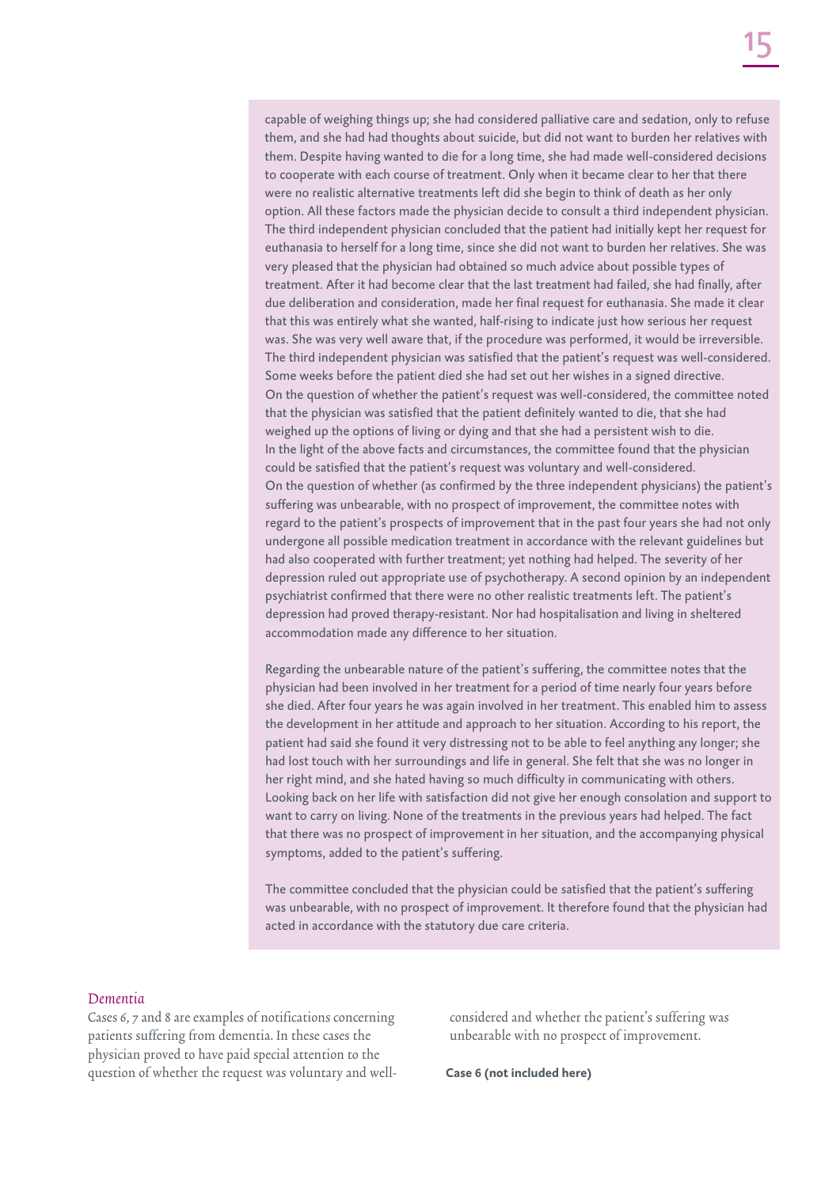capable of weighing things up; she had considered palliative care and sedation, only to refuse them, and she had had thoughts about suicide, but did not want to burden her relatives with them. Despite having wanted to die for a long time, she had made well-considered decisions to cooperate with each course of treatment. Only when it became clear to her that there were no realistic alternative treatments left did she begin to think of death as her only option. All these factors made the physician decide to consult a third independent physician. The third independent physician concluded that the patient had initially kept her request for euthanasia to herself for a long time, since she did not want to burden her relatives. She was very pleased that the physician had obtained so much advice about possible types of treatment. After it had become clear that the last treatment had failed, she had finally, after due deliberation and consideration, made her final request for euthanasia. She made it clear that this was entirely what she wanted, half-rising to indicate just how serious her request was. She was very well aware that, if the procedure was performed, it would be irreversible. The third independent physician was satisfied that the patient's request was well-considered. Some weeks before the patient died she had set out her wishes in a signed directive.
On the question of whether the patient's request was well-considered, the committee noted that the physician was satisfied that the patient definitely wanted to die, that she had weighed up the options of living or dying and that she had a persistent wish to die.
In the light of the above facts and circumstances, the committee found that the physician could be satisfied that the patient's request was voluntary and well-considered.
On the question of whether (as confirmed by the three independent physicians) the patient's suffering was unbearable, with no prospect of improvement, the committee notes with regard to the patient's prospects of improvement that in the past four years she had not only undergone all possible medication treatment in accordance with the relevant guidelines but had also cooperated with further treatment; yet nothing had helped. The severity of her depression ruled out appropriate use of psychotherapy. A second opinion by an independent psychiatrist confirmed that there were no other realistic treatments left. The patient's depression had proved therapy-resistant. Nor had hospitalisation and living in sheltered accommodation made any difference to her situation.

Regarding the unbearable nature of the patient's suffering, the committee notes that the physician had been involved in her treatment for a period of time nearly four years before she died. After four years he was again involved in her treatment. This enabled him to assess the development in her attitude and approach to her situation. According to his report, the patient had said she found it very distressing not to be able to feel anything any longer; she had lost touch with her surroundings and life in general. She felt that she was no longer in her right mind, and she hated having so much difficulty in communicating with others. Looking back on her life with satisfaction did not give her enough consolation and support to want to carry on living. None of the treatments in the previous years had helped. The fact that there was no prospect of improvement in her situation, and the accompanying physical symptoms, added to the patient's suffering.

The committee concluded that the physician could be satisfied that the patient's suffering was unbearable, with no prospect of improvement. It therefore found that the physician had acted in accordance with the statutory due care criteria.

### *Dementia*

Cases 6, 7 and 8 are examples of notifications concerning patients suffering from dementia. In these cases the physician proved to have paid special attention to the question of whether the request was voluntary and well-considered and whether the patient's suffering was unbearable with no prospect of improvement.

**Case 6 (not included here)**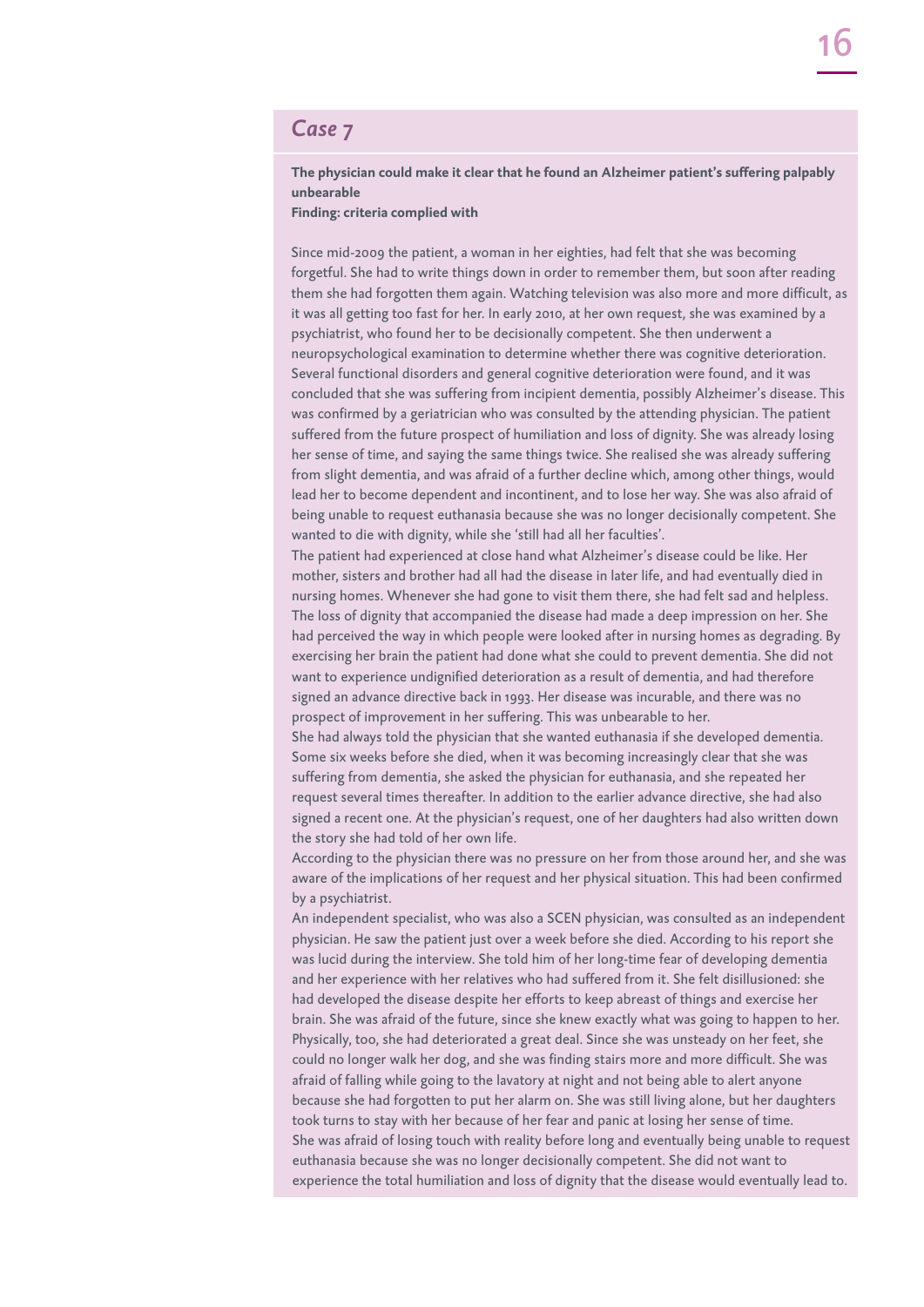## *Case 7*

**The physician could make it clear that he found an Alzheimer patient's suffering palpably unbearable**
**Finding: criteria complied with**

Since mid-2009 the patient, a woman in her eighties, had felt that she was becoming forgetful. She had to write things down in order to remember them, but soon after reading them she had forgotten them again. Watching television was also more and more difficult, as it was all getting too fast for her. In early 2010, at her own request, she was examined by a psychiatrist, who found her to be decisionally competent. She then underwent a neuropsychological examination to determine whether there was cognitive deterioration. Several functional disorders and general cognitive deterioration were found, and it was concluded that she was suffering from incipient dementia, possibly Alzheimer's disease. This was confirmed by a geriatrician who was consulted by the attending physician. The patient suffered from the future prospect of humiliation and loss of dignity. She was already losing her sense of time, and saying the same things twice. She realised she was already suffering from slight dementia, and was afraid of a further decline which, among other things, would lead her to become dependent and incontinent, and to lose her way. She was also afraid of being unable to request euthanasia because she was no longer decisionally competent. She wanted to die with dignity, while she 'still had all her faculties'.

The patient had experienced at close hand what Alzheimer's disease could be like. Her mother, sisters and brother had all had the disease in later life, and had eventually died in nursing homes. Whenever she had gone to visit them there, she had felt sad and helpless. The loss of dignity that accompanied the disease had made a deep impression on her. She had perceived the way in which people were looked after in nursing homes as degrading. By exercising her brain the patient had done what she could to prevent dementia. She did not want to experience undignified deterioration as a result of dementia, and had therefore signed an advance directive back in 1993. Her disease was incurable, and there was no prospect of improvement in her suffering. This was unbearable to her.

She had always told the physician that she wanted euthanasia if she developed dementia. Some six weeks before she died, when it was becoming increasingly clear that she was suffering from dementia, she asked the physician for euthanasia, and she repeated her request several times thereafter. In addition to the earlier advance directive, she had also signed a recent one. At the physician's request, one of her daughters had also written down the story she had told of her own life.

According to the physician there was no pressure on her from those around her, and she was aware of the implications of her request and her physical situation. This had been confirmed by a psychiatrist.

An independent specialist, who was also a SCEN physician, was consulted as an independent physician. He saw the patient just over a week before she died. According to his report she was lucid during the interview. She told him of her long-time fear of developing dementia and her experience with her relatives who had suffered from it. She felt disillusioned: she had developed the disease despite her efforts to keep abreast of things and exercise her brain. She was afraid of the future, since she knew exactly what was going to happen to her. Physically, too, she had deteriorated a great deal. Since she was unsteady on her feet, she could no longer walk her dog, and she was finding stairs more and more difficult. She was afraid of falling while going to the lavatory at night and not being able to alert anyone because she had forgotten to put her alarm on. She was still living alone, but her daughters took turns to stay with her because of her fear and panic at losing her sense of time.

She was afraid of losing touch with reality before long and eventually being unable to request euthanasia because she was no longer decisionally competent. She did not want to experience the total humiliation and loss of dignity that the disease would eventually lead to.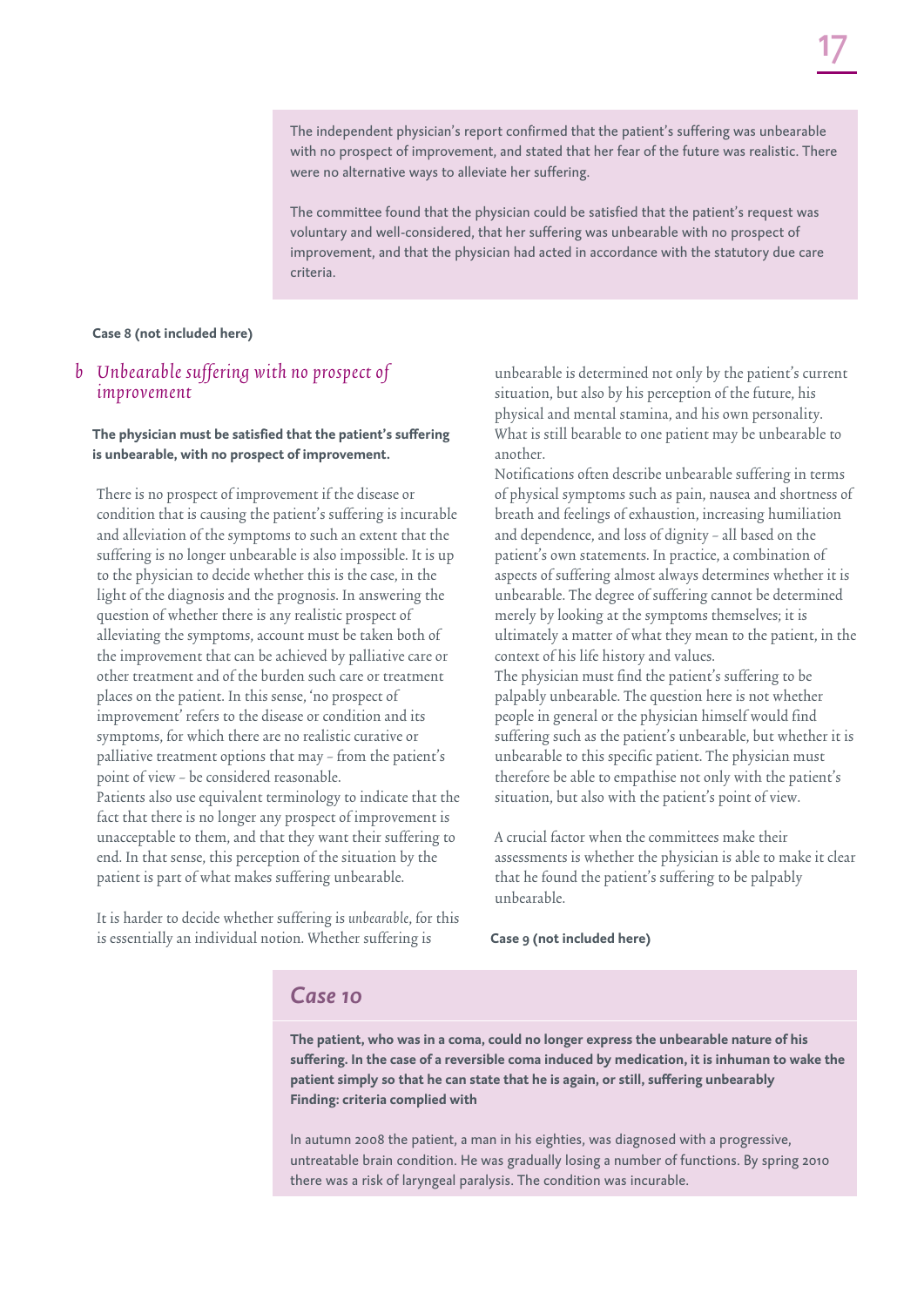The independent physician's report confirmed that the patient's suffering was unbearable with no prospect of improvement, and stated that her fear of the future was realistic. There were no alternative ways to alleviate her suffering.

The committee found that the physician could be satisfied that the patient's request was voluntary and well-considered, that her suffering was unbearable with no prospect of improvement, and that the physician had acted in accordance with the statutory due care criteria.

**Case 8 (not included here)**

## b *Unbearable suffering with no prospect of improvement*

**The physician must be satisfied that the patient's suffering is unbearable, with no prospect of improvement.**

There is no prospect of improvement if the disease or condition that is causing the patient's suffering is incurable and alleviation of the symptoms to such an extent that the suffering is no longer unbearable is also impossible. It is up to the physician to decide whether this is the case, in the light of the diagnosis and the prognosis. In answering the question of whether there is any realistic prospect of alleviating the symptoms, account must be taken both of the improvement that can be achieved by palliative care or other treatment and of the burden such care or treatment places on the patient. In this sense, 'no prospect of improvement' refers to the disease or condition and its symptoms, for which there are no realistic curative or palliative treatment options that may – from the patient's point of view – be considered reasonable.
Patients also use equivalent terminology to indicate that the fact that there is no longer any prospect of improvement is unacceptable to them, and that they want their suffering to end. In that sense, this perception of the situation by the patient is part of what makes suffering unbearable.

It is harder to decide whether suffering is *unbearable*, for this is essentially an individual notion. Whether suffering is unbearable is determined not only by the patient's current situation, but also by his perception of the future, his physical and mental stamina, and his own personality. What is still bearable to one patient may be unbearable to another.
Notifications often describe unbearable suffering in terms of physical symptoms such as pain, nausea and shortness of breath and feelings of exhaustion, increasing humiliation and dependence, and loss of dignity – all based on the patient's own statements. In practice, a combination of aspects of suffering almost always determines whether it is unbearable. The degree of suffering cannot be determined merely by looking at the symptoms themselves; it is ultimately a matter of what they mean to the patient, in the context of his life history and values.
The physician must find the patient's suffering to be palpably unbearable. The question here is not whether people in general or the physician himself would find suffering such as the patient's unbearable, but whether it is unbearable to this specific patient. The physician must therefore be able to empathise not only with the patient's situation, but also with the patient's point of view.

A crucial factor when the committees make their assessments is whether the physician is able to make it clear that he found the patient's suffering to be palpably unbearable.

**Case 9 (not included here)**

## *Case 10*

**The patient, who was in a coma, could no longer express the unbearable nature of his suffering. In the case of a reversible coma induced by medication, it is inhuman to wake the patient simply so that he can state that he is again, or still, suffering unbearably**
**Finding: criteria complied with**

In autumn 2008 the patient, a man in his eighties, was diagnosed with a progressive, untreatable brain condition. He was gradually losing a number of functions. By spring 2010 there was a risk of laryngeal paralysis. The condition was incurable.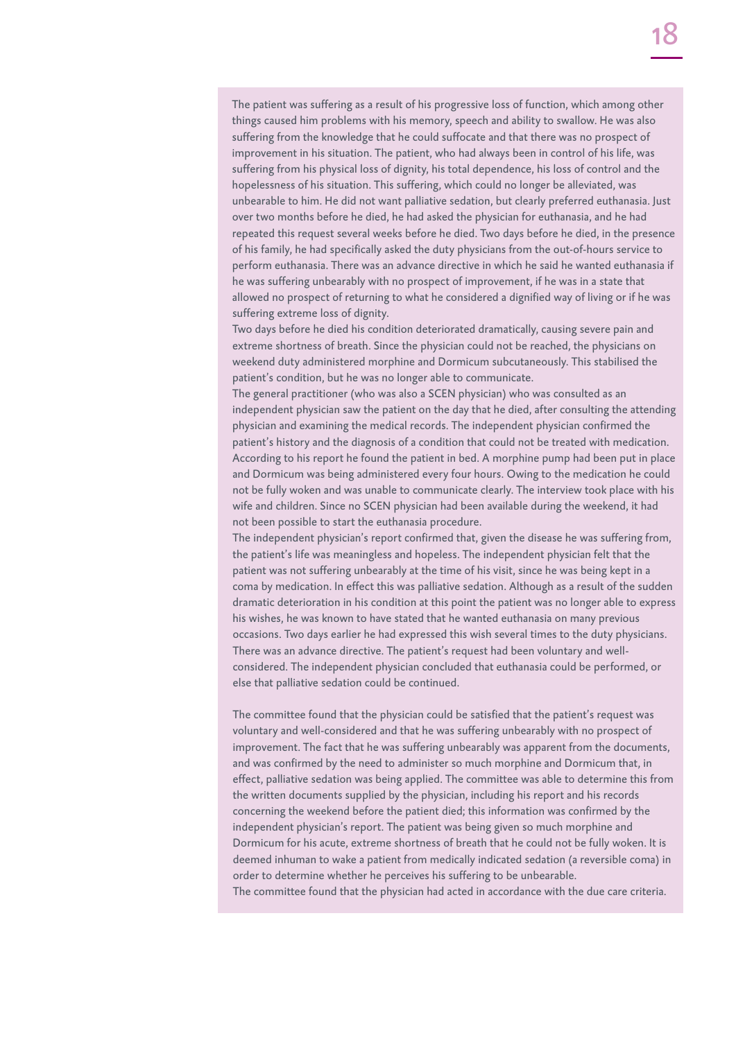The patient was suffering as a result of his progressive loss of function, which among other things caused him problems with his memory, speech and ability to swallow. He was also suffering from the knowledge that he could suffocate and that there was no prospect of improvement in his situation. The patient, who had always been in control of his life, was suffering from his physical loss of dignity, his total dependence, his loss of control and the hopelessness of his situation. This suffering, which could no longer be alleviated, was unbearable to him. He did not want palliative sedation, but clearly preferred euthanasia. Just over two months before he died, he had asked the physician for euthanasia, and he had repeated this request several weeks before he died. Two days before he died, in the presence of his family, he had specifically asked the duty physicians from the out-of-hours service to perform euthanasia. There was an advance directive in which he said he wanted euthanasia if he was suffering unbearably with no prospect of improvement, if he was in a state that allowed no prospect of returning to what he considered a dignified way of living or if he was suffering extreme loss of dignity.

Two days before he died his condition deteriorated dramatically, causing severe pain and extreme shortness of breath. Since the physician could not be reached, the physicians on weekend duty administered morphine and Dormicum subcutaneously. This stabilised the patient's condition, but he was no longer able to communicate.

The general practitioner (who was also a SCEN physician) who was consulted as an independent physician saw the patient on the day that he died, after consulting the attending physician and examining the medical records. The independent physician confirmed the patient's history and the diagnosis of a condition that could not be treated with medication. According to his report he found the patient in bed. A morphine pump had been put in place and Dormicum was being administered every four hours. Owing to the medication he could not be fully woken and was unable to communicate clearly. The interview took place with his wife and children. Since no SCEN physician had been available during the weekend, it had not been possible to start the euthanasia procedure.

The independent physician's report confirmed that, given the disease he was suffering from, the patient's life was meaningless and hopeless. The independent physician felt that the patient was not suffering unbearably at the time of his visit, since he was being kept in a coma by medication. In effect this was palliative sedation. Although as a result of the sudden dramatic deterioration in his condition at this point the patient was no longer able to express his wishes, he was known to have stated that he wanted euthanasia on many previous occasions. Two days earlier he had expressed this wish several times to the duty physicians. There was an advance directive. The patient's request had been voluntary and well-considered. The independent physician concluded that euthanasia could be performed, or else that palliative sedation could be continued.

The committee found that the physician could be satisfied that the patient's request was voluntary and well-considered and that he was suffering unbearably with no prospect of improvement. The fact that he was suffering unbearably was apparent from the documents, and was confirmed by the need to administer so much morphine and Dormicum that, in effect, palliative sedation was being applied. The committee was able to determine this from the written documents supplied by the physician, including his report and his records concerning the weekend before the patient died; this information was confirmed by the independent physician's report. The patient was being given so much morphine and Dormicum for his acute, extreme shortness of breath that he could not be fully woken. It is deemed inhuman to wake a patient from medically indicated sedation (a reversible coma) in order to determine whether he perceives his suffering to be unbearable.

The committee found that the physician had acted in accordance with the due care criteria.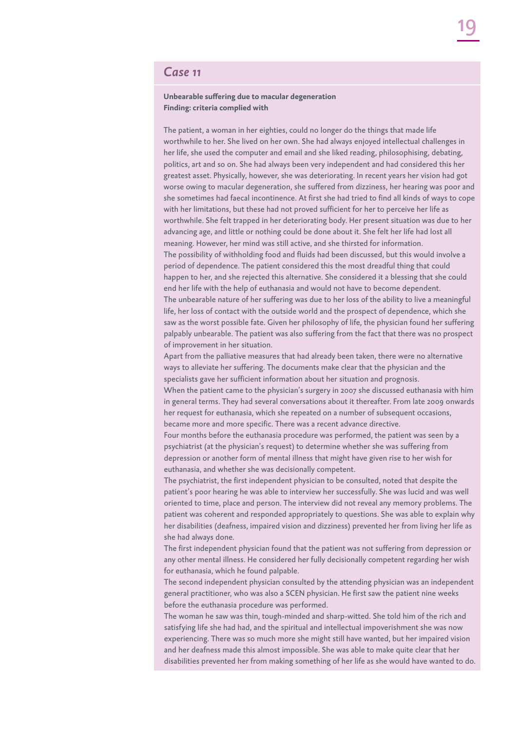## *Case 11*

**Unbearable suffering due to macular degeneration**
**Finding: criteria complied with**

The patient, a woman in her eighties, could no longer do the things that made life worthwhile to her. She lived on her own. She had always enjoyed intellectual challenges in her life, she used the computer and email and she liked reading, philosophising, debating, politics, art and so on. She had always been very independent and had considered this her greatest asset. Physically, however, she was deteriorating. In recent years her vision had got worse owing to macular degeneration, she suffered from dizziness, her hearing was poor and she sometimes had faecal incontinence. At first she had tried to find all kinds of ways to cope with her limitations, but these had not proved sufficient for her to perceive her life as worthwhile. She felt trapped in her deteriorating body. Her present situation was due to her advancing age, and little or nothing could be done about it. She felt her life had lost all meaning. However, her mind was still active, and she thirsted for information.

The possibility of withholding food and fluids had been discussed, but this would involve a period of dependence. The patient considered this the most dreadful thing that could happen to her, and she rejected this alternative. She considered it a blessing that she could end her life with the help of euthanasia and would not have to become dependent.

The unbearable nature of her suffering was due to her loss of the ability to live a meaningful life, her loss of contact with the outside world and the prospect of dependence, which she saw as the worst possible fate. Given her philosophy of life, the physician found her suffering palpably unbearable. The patient was also suffering from the fact that there was no prospect of improvement in her situation.

Apart from the palliative measures that had already been taken, there were no alternative ways to alleviate her suffering. The documents make clear that the physician and the specialists gave her sufficient information about her situation and prognosis.

When the patient came to the physician's surgery in 2007 she discussed euthanasia with him in general terms. They had several conversations about it thereafter. From late 2009 onwards her request for euthanasia, which she repeated on a number of subsequent occasions, became more and more specific. There was a recent advance directive.

Four months before the euthanasia procedure was performed, the patient was seen by a psychiatrist (at the physician's request) to determine whether she was suffering from depression or another form of mental illness that might have given rise to her wish for euthanasia, and whether she was decisionally competent.

The psychiatrist, the first independent physician to be consulted, noted that despite the patient's poor hearing he was able to interview her successfully. She was lucid and was well oriented to time, place and person. The interview did not reveal any memory problems. The patient was coherent and responded appropriately to questions. She was able to explain why her disabilities (deafness, impaired vision and dizziness) prevented her from living her life as she had always done.

The first independent physician found that the patient was not suffering from depression or any other mental illness. He considered her fully decisionally competent regarding her wish for euthanasia, which he found palpable.

The second independent physician consulted by the attending physician was an independent general practitioner, who was also a SCEN physician. He first saw the patient nine weeks before the euthanasia procedure was performed.

The woman he saw was thin, tough-minded and sharp-witted. She told him of the rich and satisfying life she had had, and the spiritual and intellectual impoverishment she was now experiencing. There was so much more she might still have wanted, but her impaired vision and her deafness made this almost impossible. She was able to make quite clear that her disabilities prevented her from making something of her life as she would have wanted to do.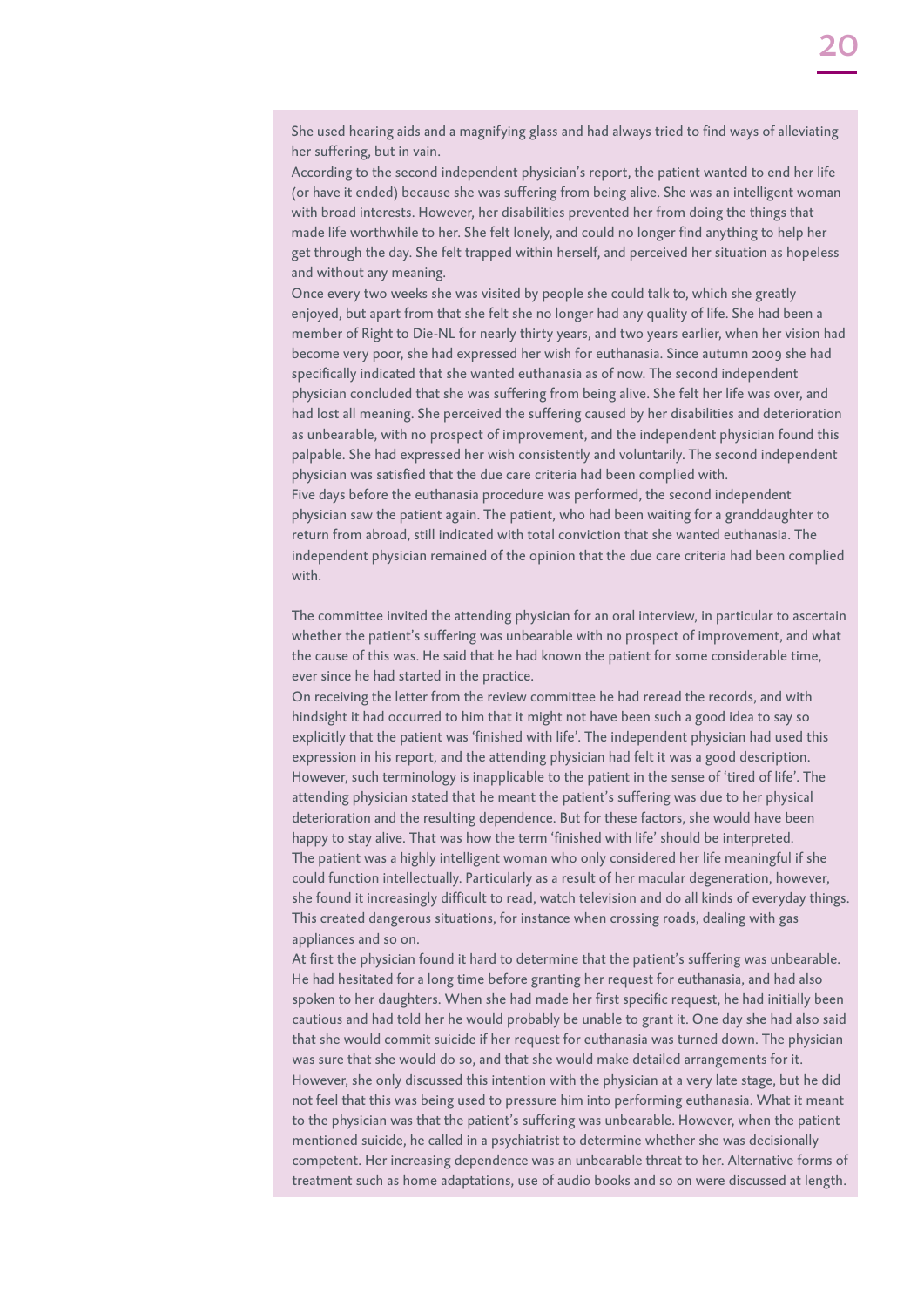She used hearing aids and a magnifying glass and had always tried to find ways of alleviating her suffering, but in vain.

According to the second independent physician's report, the patient wanted to end her life (or have it ended) because she was suffering from being alive. She was an intelligent woman with broad interests. However, her disabilities prevented her from doing the things that made life worthwhile to her. She felt lonely, and could no longer find anything to help her get through the day. She felt trapped within herself, and perceived her situation as hopeless and without any meaning.

Once every two weeks she was visited by people she could talk to, which she greatly enjoyed, but apart from that she felt she no longer had any quality of life. She had been a member of Right to Die-NL for nearly thirty years, and two years earlier, when her vision had become very poor, she had expressed her wish for euthanasia. Since autumn 2009 she had specifically indicated that she wanted euthanasia as of now. The second independent physician concluded that she was suffering from being alive. She felt her life was over, and had lost all meaning. She perceived the suffering caused by her disabilities and deterioration as unbearable, with no prospect of improvement, and the independent physician found this palpable. She had expressed her wish consistently and voluntarily. The second independent physician was satisfied that the due care criteria had been complied with.

Five days before the euthanasia procedure was performed, the second independent physician saw the patient again. The patient, who had been waiting for a granddaughter to return from abroad, still indicated with total conviction that she wanted euthanasia. The independent physician remained of the opinion that the due care criteria had been complied with.

The committee invited the attending physician for an oral interview, in particular to ascertain whether the patient's suffering was unbearable with no prospect of improvement, and what the cause of this was. He said that he had known the patient for some considerable time, ever since he had started in the practice.

On receiving the letter from the review committee he had reread the records, and with hindsight it had occurred to him that it might not have been such a good idea to say so explicitly that the patient was 'finished with life'. The independent physician had used this expression in his report, and the attending physician had felt it was a good description. However, such terminology is inapplicable to the patient in the sense of 'tired of life'. The attending physician stated that he meant the patient's suffering was due to her physical deterioration and the resulting dependence. But for these factors, she would have been happy to stay alive. That was how the term 'finished with life' should be interpreted.

The patient was a highly intelligent woman who only considered her life meaningful if she could function intellectually. Particularly as a result of her macular degeneration, however, she found it increasingly difficult to read, watch television and do all kinds of everyday things. This created dangerous situations, for instance when crossing roads, dealing with gas appliances and so on.

At first the physician found it hard to determine that the patient's suffering was unbearable. He had hesitated for a long time before granting her request for euthanasia, and had also spoken to her daughters. When she had made her first specific request, he had initially been cautious and had told her he would probably be unable to grant it. One day she had also said that she would commit suicide if her request for euthanasia was turned down. The physician was sure that she would do so, and that she would make detailed arrangements for it. However, she only discussed this intention with the physician at a very late stage, but he did not feel that this was being used to pressure him into performing euthanasia. What it meant to the physician was that the patient's suffering was unbearable. However, when the patient mentioned suicide, he called in a psychiatrist to determine whether she was decisionally competent. Her increasing dependence was an unbearable threat to her. Alternative forms of treatment such as home adaptations, use of audio books and so on were discussed at length.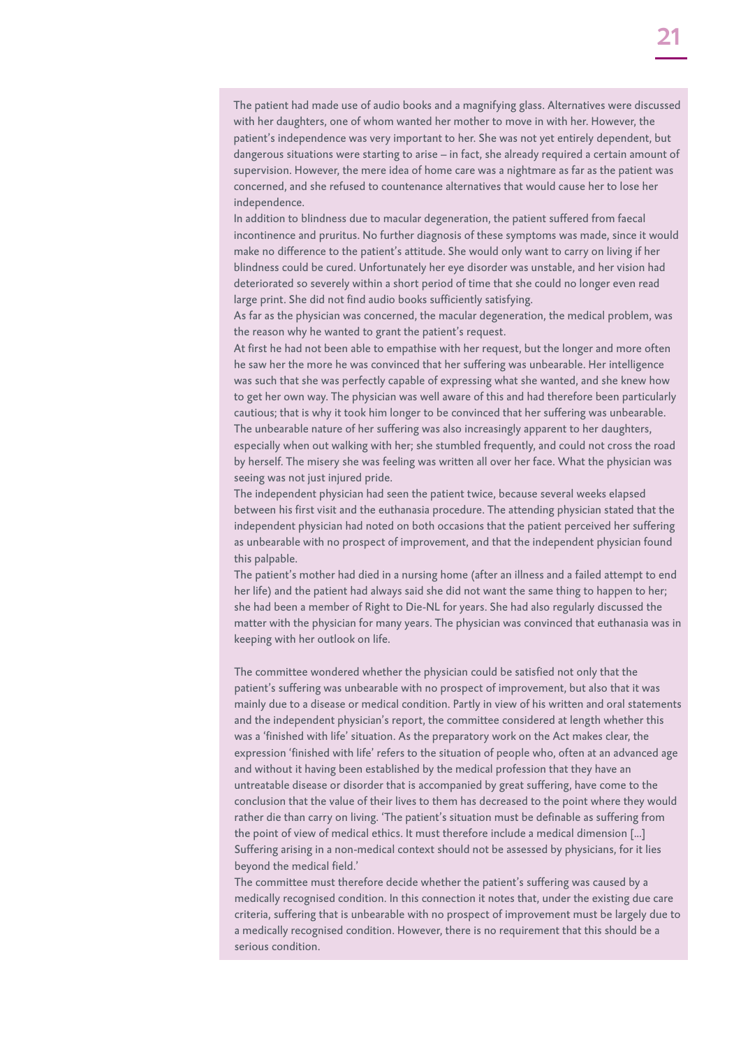The patient had made use of audio books and a magnifying glass. Alternatives were discussed with her daughters, one of whom wanted her mother to move in with her. However, the patient's independence was very important to her. She was not yet entirely dependent, but dangerous situations were starting to arise – in fact, she already required a certain amount of supervision. However, the mere idea of home care was a nightmare as far as the patient was concerned, and she refused to countenance alternatives that would cause her to lose her independence.

In addition to blindness due to macular degeneration, the patient suffered from faecal incontinence and pruritus. No further diagnosis of these symptoms was made, since it would make no difference to the patient's attitude. She would only want to carry on living if her blindness could be cured. Unfortunately her eye disorder was unstable, and her vision had deteriorated so severely within a short period of time that she could no longer even read large print. She did not find audio books sufficiently satisfying.

As far as the physician was concerned, the macular degeneration, the medical problem, was the reason why he wanted to grant the patient's request.

At first he had not been able to empathise with her request, but the longer and more often he saw her the more he was convinced that her suffering was unbearable. Her intelligence was such that she was perfectly capable of expressing what she wanted, and she knew how to get her own way. The physician was well aware of this and had therefore been particularly cautious; that is why it took him longer to be convinced that her suffering was unbearable. The unbearable nature of her suffering was also increasingly apparent to her daughters, especially when out walking with her; she stumbled frequently, and could not cross the road by herself. The misery she was feeling was written all over her face. What the physician was seeing was not just injured pride.

The independent physician had seen the patient twice, because several weeks elapsed between his first visit and the euthanasia procedure. The attending physician stated that the independent physician had noted on both occasions that the patient perceived her suffering as unbearable with no prospect of improvement, and that the independent physician found this palpable.

The patient's mother had died in a nursing home (after an illness and a failed attempt to end her life) and the patient had always said she did not want the same thing to happen to her; she had been a member of Right to Die-NL for years. She had also regularly discussed the matter with the physician for many years. The physician was convinced that euthanasia was in keeping with her outlook on life.

The committee wondered whether the physician could be satisfied not only that the patient's suffering was unbearable with no prospect of improvement, but also that it was mainly due to a disease or medical condition. Partly in view of his written and oral statements and the independent physician's report, the committee considered at length whether this was a 'finished with life' situation. As the preparatory work on the Act makes clear, the expression 'finished with life' refers to the situation of people who, often at an advanced age and without it having been established by the medical profession that they have an untreatable disease or disorder that is accompanied by great suffering, have come to the conclusion that the value of their lives to them has decreased to the point where they would rather die than carry on living. 'The patient's situation must be definable as suffering from the point of view of medical ethics. It must therefore include a medical dimension [...] Suffering arising in a non-medical context should not be assessed by physicians, for it lies beyond the medical field.'

The committee must therefore decide whether the patient's suffering was caused by a medically recognised condition. In this connection it notes that, under the existing due care criteria, suffering that is unbearable with no prospect of improvement must be largely due to a medically recognised condition. However, there is no requirement that this should be a serious condition.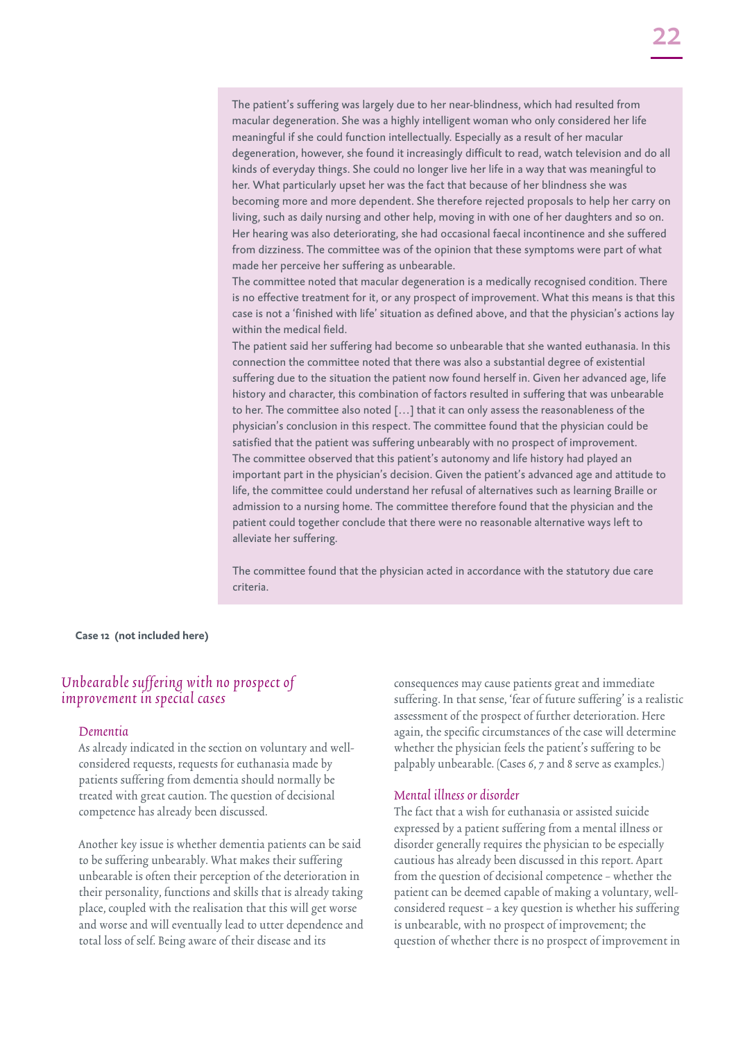The patient's suffering was largely due to her near-blindness, which had resulted from macular degeneration. She was a highly intelligent woman who only considered her life meaningful if she could function intellectually. Especially as a result of her macular degeneration, however, she found it increasingly difficult to read, watch television and do all kinds of everyday things. She could no longer live her life in a way that was meaningful to her. What particularly upset her was the fact that because of her blindness she was becoming more and more dependent. She therefore rejected proposals to help her carry on living, such as daily nursing and other help, moving in with one of her daughters and so on. Her hearing was also deteriorating, she had occasional faecal incontinence and she suffered from dizziness. The committee was of the opinion that these symptoms were part of what made her perceive her suffering as unbearable.

The committee noted that macular degeneration is a medically recognised condition. There is no effective treatment for it, or any prospect of improvement. What this means is that this case is not a 'finished with life' situation as defined above, and that the physician's actions lay within the medical field.

The patient said her suffering had become so unbearable that she wanted euthanasia. In this connection the committee noted that there was also a substantial degree of existential suffering due to the situation the patient now found herself in. Given her advanced age, life history and character, this combination of factors resulted in suffering that was unbearable to her. The committee also noted [...] that it can only assess the reasonableness of the physician's conclusion in this respect. The committee found that the physician could be satisfied that the patient was suffering unbearably with no prospect of improvement.

The committee observed that this patient's autonomy and life history had played an important part in the physician's decision. Given the patient's advanced age and attitude to life, the committee could understand her refusal of alternatives such as learning Braille or admission to a nursing home. The committee therefore found that the physician and the patient could together conclude that there were no reasonable alternative ways left to alleviate her suffering.

The committee found that the physician acted in accordance with the statutory due care criteria.

**Case 12 (not included here)**

## *Unbearable suffering with no prospect of improvement in special cases*

### *Dementia*

As already indicated in the section on voluntary and well-considered requests, requests for euthanasia made by patients suffering from dementia should normally be treated with great caution. The question of decisional competence has already been discussed.

Another key issue is whether dementia patients can be said to be suffering unbearably. What makes their suffering unbearable is often their perception of the deterioration in their personality, functions and skills that is already taking place, coupled with the realisation that this will get worse and worse and will eventually lead to utter dependence and total loss of self. Being aware of their disease and its consequences may cause patients great and immediate suffering. In that sense, 'fear of future suffering' is a realistic assessment of the prospect of further deterioration. Here again, the specific circumstances of the case will determine whether the physician feels the patient's suffering to be palpably unbearable. (Cases 6, 7 and 8 serve as examples.)

### *Mental illness or disorder*

The fact that a wish for euthanasia or assisted suicide expressed by a patient suffering from a mental illness or disorder generally requires the physician to be especially cautious has already been discussed in this report. Apart from the question of decisional competence – whether the patient can be deemed capable of making a voluntary, well-considered request – a key question is whether his suffering is unbearable, with no prospect of improvement; the question of whether there is no prospect of improvement in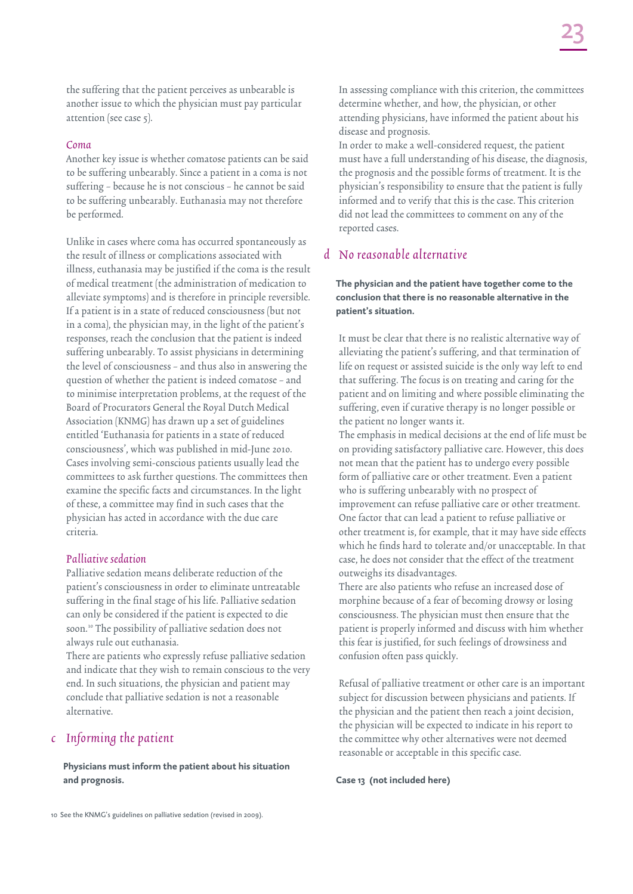the suffering that the patient perceives as unbearable is another issue to which the physician must pay particular attention (see case 5).

### *Coma*

Another key issue is whether comatose patients can be said to be suffering unbearably. Since a patient in a coma is not suffering – because he is not conscious – he cannot be said to be suffering unbearably. Euthanasia may not therefore be performed.

Unlike in cases where coma has occurred spontaneously as the result of illness or complications associated with illness, euthanasia may be justified if the coma is the result of medical treatment (the administration of medication to alleviate symptoms) and is therefore in principle reversible. If a patient is in a state of reduced consciousness (but not in a coma), the physician may, in the light of the patient's responses, reach the conclusion that the patient is indeed suffering unbearably. To assist physicians in determining the level of consciousness – and thus also in answering the question of whether the patient is indeed comatose – and to minimise interpretation problems, at the request of the Board of Procurators General the Royal Dutch Medical Association (KNMG) has drawn up a set of guidelines entitled 'Euthanasia for patients in a state of reduced consciousness', which was published in mid-June 2010. Cases involving semi-conscious patients usually lead the committees to ask further questions. The committees then examine the specific facts and circumstances. In the light of these, a committee may find in such cases that the physician has acted in accordance with the due care criteria.

### *Palliative sedation*

Palliative sedation means deliberate reduction of the patient's consciousness in order to eliminate untreatable suffering in the final stage of his life. Palliative sedation can only be considered if the patient is expected to die soon.[10] The possibility of palliative sedation does not always rule out euthanasia.
There are patients who expressly refuse palliative sedation and indicate that they wish to remain conscious to the very end. In such situations, the physician and patient may conclude that palliative sedation is not a reasonable alternative.

## *c Informing the patient*

**Physicians must inform the patient about his situation and prognosis.**

In assessing compliance with this criterion, the committees determine whether, and how, the physician, or other attending physicians, have informed the patient about his disease and prognosis.
In order to make a well-considered request, the patient must have a full understanding of his disease, the diagnosis, the prognosis and the possible forms of treatment. It is the physician's responsibility to ensure that the patient is fully informed and to verify that this is the case. This criterion did not lead the committees to comment on any of the reported cases.

## *d No reasonable alternative*

**The physician and the patient have together come to the conclusion that there is no reasonable alternative in the patient's situation.**

It must be clear that there is no realistic alternative way of alleviating the patient's suffering, and that termination of life on request or assisted suicide is the only way left to end that suffering. The focus is on treating and caring for the patient and on limiting and where possible eliminating the suffering, even if curative therapy is no longer possible or the patient no longer wants it.
The emphasis in medical decisions at the end of life must be on providing satisfactory palliative care. However, this does not mean that the patient has to undergo every possible form of palliative care or other treatment. Even a patient who is suffering unbearably with no prospect of improvement can refuse palliative care or other treatment. One factor that can lead a patient to refuse palliative or other treatment is, for example, that it may have side effects which he finds hard to tolerate and/or unacceptable. In that case, he does not consider that the effect of the treatment outweighs its disadvantages.
There are also patients who refuse an increased dose of morphine because of a fear of becoming drowsy or losing consciousness. The physician must then ensure that the patient is properly informed and discuss with him whether this fear is justified, for such feelings of drowsiness and confusion often pass quickly.

Refusal of palliative treatment or other care is an important subject for discussion between physicians and patients. If the physician and the patient then reach a joint decision, the physician will be expected to indicate in his report to the committee why other alternatives were not deemed reasonable or acceptable in this specific case.

**Case 13 (not included here)**

[10] See the KNMG's guidelines on palliative sedation (revised in 2009).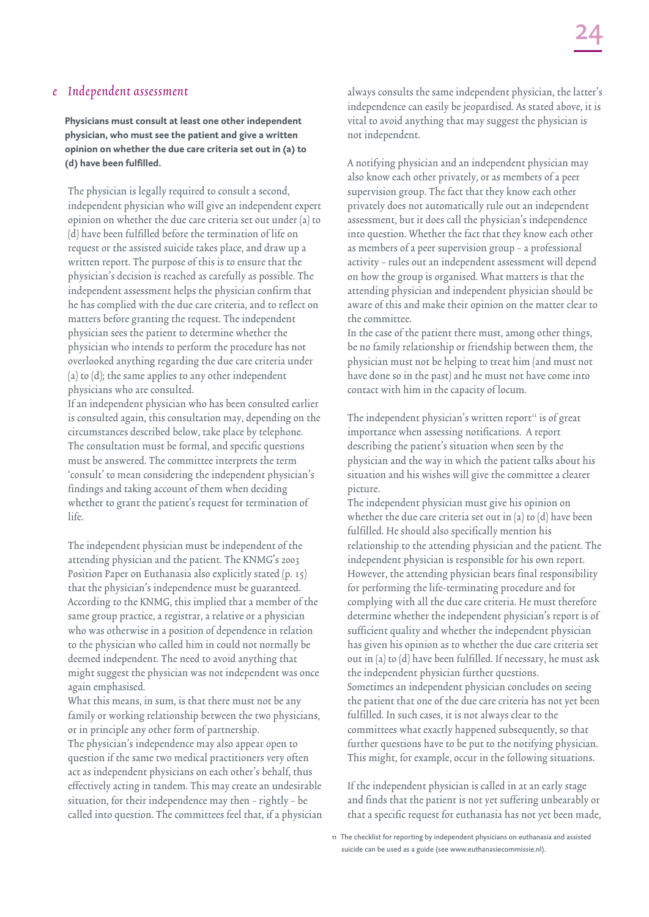## e Independent assessment

**Physicians must consult at least one other independent physician, who must see the patient and give a written opinion on whether the due care criteria set out in (a) to (d) have been fulfilled.**

The physician is legally required to consult a second, independent physician who will give an independent expert opinion on whether the due care criteria set out under (a) to (d) have been fulfilled before the termination of life on request or the assisted suicide takes place, and draw up a written report. The purpose of this is to ensure that the physician's decision is reached as carefully as possible. The independent assessment helps the physician confirm that he has complied with the due care criteria, and to reflect on matters before granting the request. The independent physician sees the patient to determine whether the physician who intends to perform the procedure has not overlooked anything regarding the due care criteria under (a) to (d); the same applies to any other independent physicians who are consulted.

If an independent physician who has been consulted earlier is consulted again, this consultation may, depending on the circumstances described below, take place by telephone. The consultation must be formal, and specific questions must be answered. The committee interprets the term 'consult' to mean considering the independent physician's findings and taking account of them when deciding whether to grant the patient's request for termination of life.

The independent physician must be independent of the attending physician and the patient. The KNMG's 2003 Position Paper on Euthanasia also explicitly stated (p. 15) that the physician's independence must be guaranteed. According to the KNMG, this implied that a member of the same group practice, a registrar, a relative or a physician who was otherwise in a position of dependence in relation to the physician who called him in could not normally be deemed independent. The need to avoid anything that might suggest the physician was not independent was once again emphasised.

What this means, in sum, is that there must not be any family or working relationship between the two physicians, or in principle any other form of partnership.

The physician's independence may also appear open to question if the same two medical practitioners very often act as independent physicians on each other's behalf, thus effectively acting in tandem. This may create an undesirable situation, for their independence may then – rightly – be called into question. The committees feel that, if a physician always consults the same independent physician, the latter's independence can easily be jeopardised. As stated above, it is vital to avoid anything that may suggest the physician is not independent.

A notifying physician and an independent physician may also know each other privately, or as members of a peer supervision group. The fact that they know each other privately does not automatically rule out an independent assessment, but it does call the physician's independence into question. Whether the fact that they know each other as members of a peer supervision group – a professional activity – rules out an independent assessment will depend on how the group is organised. What matters is that the attending physician and independent physician should be aware of this and make their opinion on the matter clear to the committee.

In the case of the patient there must, among other things, be no family relationship or friendship between them, the physician must not be helping to treat him (and must not have done so in the past) and he must not have come into contact with him in the capacity of locum.

The independent physician's written report[11] is of great importance when assessing notifications. A report describing the patient's situation when seen by the physician and the way in which the patient talks about his situation and his wishes will give the committee a clearer picture.

The independent physician must give his opinion on whether the due care criteria set out in (a) to (d) have been fulfilled. He should also specifically mention his relationship to the attending physician and the patient. The independent physician is responsible for his own report. However, the attending physician bears final responsibility for performing the life-terminating procedure and for complying with all the due care criteria. He must therefore determine whether the independent physician's report is of sufficient quality and whether the independent physician has given his opinion as to whether the due care criteria set out in (a) to (d) have been fulfilled. If necessary, he must ask the independent physician further questions.

Sometimes an independent physician concludes on seeing the patient that one of the due care criteria has not yet been fulfilled. In such cases, it is not always clear to the committees what exactly happened subsequently, so that further questions have to be put to the notifying physician. This might, for example, occur in the following situations.

If the independent physician is called in at an early stage and finds that the patient is not yet suffering unbearably or that a specific request for euthanasia has not yet been made,

[11] The checklist for reporting by independent physicians on euthanasia and assisted suicide can be used as a guide (see www.euthanasiecommissie.nl).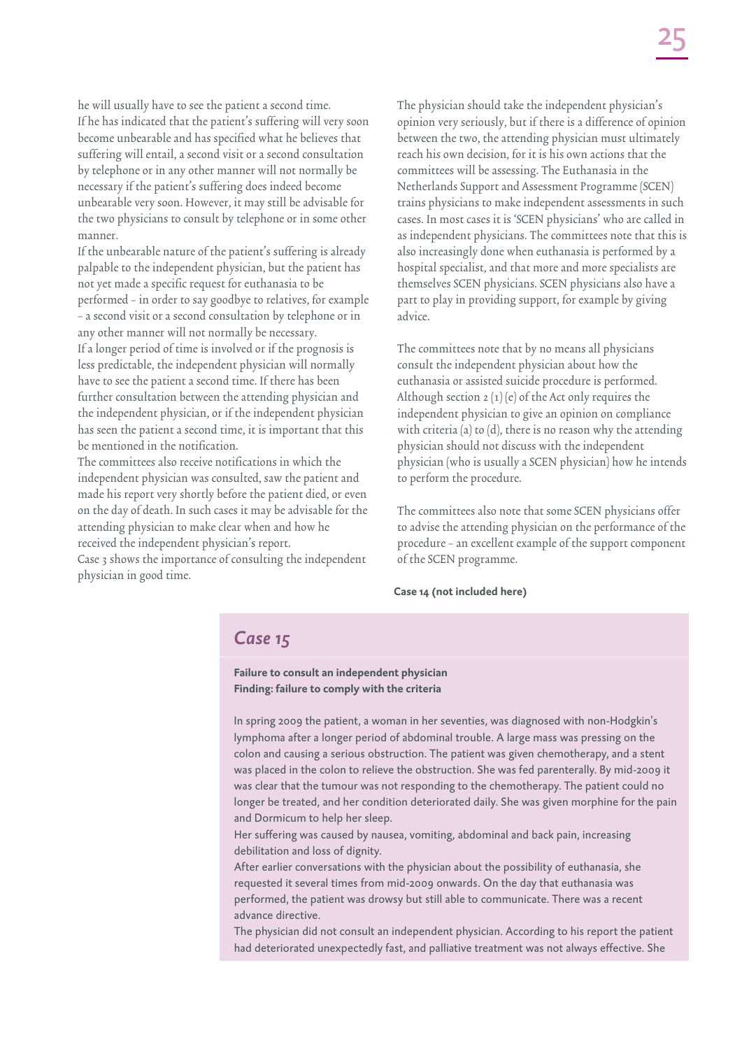he will usually have to see the patient a second time.

If he has indicated that the patient's suffering will very soon become unbearable and has specified what he believes that suffering will entail, a second visit or a second consultation by telephone or in any other manner will not normally be necessary if the patient's suffering does indeed become unbearable very soon. However, it may still be advisable for the two physicians to consult by telephone or in some other manner.

If the unbearable nature of the patient's suffering is already palpable to the independent physician, but the patient has not yet made a specific request for euthanasia to be performed – in order to say goodbye to relatives, for example – a second visit or a second consultation by telephone or in any other manner will not normally be necessary.

If a longer period of time is involved or if the prognosis is less predictable, the independent physician will normally have to see the patient a second time. If there has been further consultation between the attending physician and the independent physician, or if the independent physician has seen the patient a second time, it is important that this be mentioned in the notification.

The committees also receive notifications in which the independent physician was consulted, saw the patient and made his report very shortly before the patient died, or even on the day of death. In such cases it may be advisable for the attending physician to make clear when and how he received the independent physician's report.

Case 3 shows the importance of consulting the independent physician in good time.

The physician should take the independent physician's opinion very seriously, but if there is a difference of opinion between the two, the attending physician must ultimately reach his own decision, for it is his own actions that the committees will be assessing. The Euthanasia in the Netherlands Support and Assessment Programme (SCEN) trains physicians to make independent assessments in such cases. In most cases it is 'SCEN physicians' who are called in as independent physicians. The committees note that this is also increasingly done when euthanasia is performed by a hospital specialist, and that more and more specialists are themselves SCEN physicians. SCEN physicians also have a part to play in providing support, for example by giving advice.

The committees note that by no means all physicians consult the independent physician about how the euthanasia or assisted suicide procedure is performed. Although section 2 (1) (e) of the Act only requires the independent physician to give an opinion on compliance with criteria (a) to (d), there is no reason why the attending physician should not discuss with the independent physician (who is usually a SCEN physician) how he intends to perform the procedure.

The committees also note that some SCEN physicians offer to advise the attending physician on the performance of the procedure – an excellent example of the support component of the SCEN programme.

**Case 14 (not included here)**

## *Case 15*

**Failure to consult an independent physician**
**Finding: failure to comply with the criteria**

In spring 2009 the patient, a woman in her seventies, was diagnosed with non-Hodgkin's lymphoma after a longer period of abdominal trouble. A large mass was pressing on the colon and causing a serious obstruction. The patient was given chemotherapy, and a stent was placed in the colon to relieve the obstruction. She was fed parenterally. By mid-2009 it was clear that the tumour was not responding to the chemotherapy. The patient could no longer be treated, and her condition deteriorated daily. She was given morphine for the pain and Dormicum to help her sleep.

Her suffering was caused by nausea, vomiting, abdominal and back pain, increasing debilitation and loss of dignity.

After earlier conversations with the physician about the possibility of euthanasia, she requested it several times from mid-2009 onwards. On the day that euthanasia was performed, the patient was drowsy but still able to communicate. There was a recent advance directive.

The physician did not consult an independent physician. According to his report the patient had deteriorated unexpectedly fast, and palliative treatment was not always effective. She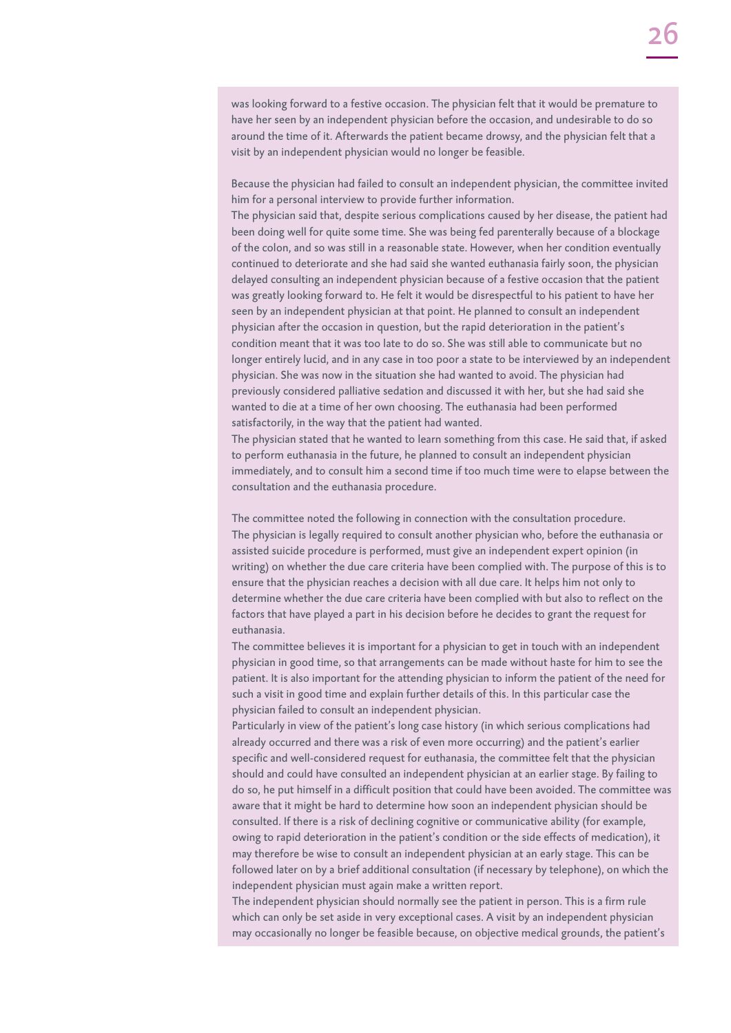was looking forward to a festive occasion. The physician felt that it would be premature to have her seen by an independent physician before the occasion, and undesirable to do so around the time of it. Afterwards the patient became drowsy, and the physician felt that a visit by an independent physician would no longer be feasible.

Because the physician had failed to consult an independent physician, the committee invited him for a personal interview to provide further information.
The physician said that, despite serious complications caused by her disease, the patient had been doing well for quite some time. She was being fed parenterally because of a blockage of the colon, and so was still in a reasonable state. However, when her condition eventually continued to deteriorate and she had said she wanted euthanasia fairly soon, the physician delayed consulting an independent physician because of a festive occasion that the patient was greatly looking forward to. He felt it would be disrespectful to his patient to have her seen by an independent physician at that point. He planned to consult an independent physician after the occasion in question, but the rapid deterioration in the patient's condition meant that it was too late to do so. She was still able to communicate but no longer entirely lucid, and in any case in too poor a state to be interviewed by an independent physician. She was now in the situation she had wanted to avoid. The physician had previously considered palliative sedation and discussed it with her, but she had said she wanted to die at a time of her own choosing. The euthanasia had been performed satisfactorily, in the way that the patient had wanted.
The physician stated that he wanted to learn something from this case. He said that, if asked to perform euthanasia in the future, he planned to consult an independent physician immediately, and to consult him a second time if too much time were to elapse between the consultation and the euthanasia procedure.

The committee noted the following in connection with the consultation procedure.
The physician is legally required to consult another physician who, before the euthanasia or assisted suicide procedure is performed, must give an independent expert opinion (in writing) on whether the due care criteria have been complied with. The purpose of this is to ensure that the physician reaches a decision with all due care. It helps him not only to determine whether the due care criteria have been complied with but also to reflect on the factors that have played a part in his decision before he decides to grant the request for euthanasia.
The committee believes it is important for a physician to get in touch with an independent physician in good time, so that arrangements can be made without haste for him to see the patient. It is also important for the attending physician to inform the patient of the need for such a visit in good time and explain further details of this. In this particular case the physician failed to consult an independent physician.
Particularly in view of the patient's long case history (in which serious complications had already occurred and there was a risk of even more occurring) and the patient's earlier specific and well-considered request for euthanasia, the committee felt that the physician should and could have consulted an independent physician at an earlier stage. By failing to do so, he put himself in a difficult position that could have been avoided. The committee was aware that it might be hard to determine how soon an independent physician should be consulted. If there is a risk of declining cognitive or communicative ability (for example, owing to rapid deterioration in the patient's condition or the side effects of medication), it may therefore be wise to consult an independent physician at an early stage. This can be followed later on by a brief additional consultation (if necessary by telephone), on which the independent physician must again make a written report.
The independent physician should normally see the patient in person. This is a firm rule which can only be set aside in very exceptional cases. A visit by an independent physician may occasionally no longer be feasible because, on objective medical grounds, the patient's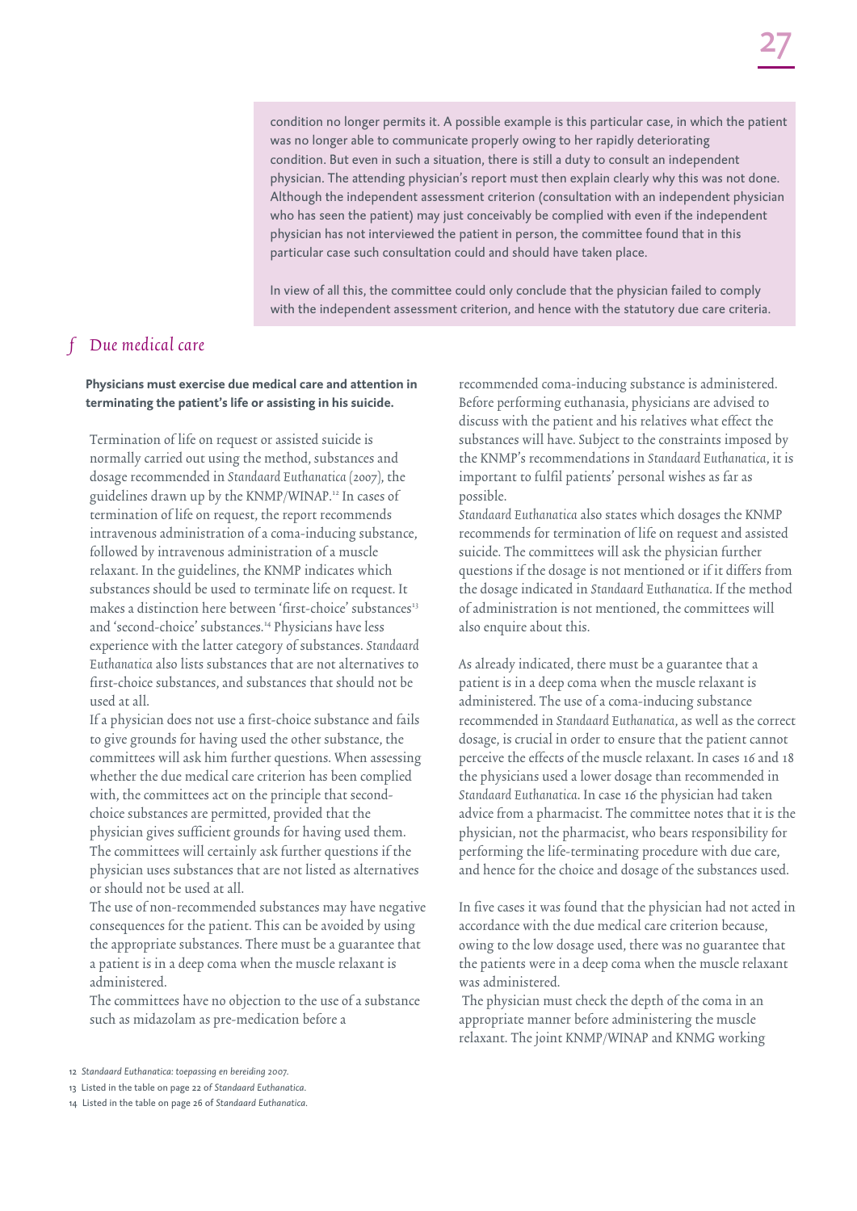condition no longer permits it. A possible example is this particular case, in which the patient was no longer able to communicate properly owing to her rapidly deteriorating condition. But even in such a situation, there is still a duty to consult an independent physician. The attending physician's report must then explain clearly why this was not done. Although the independent assessment criterion (consultation with an independent physician who has seen the patient) may just conceivably be complied with even if the independent physician has not interviewed the patient in person, the committee found that in this particular case such consultation could and should have taken place.

In view of all this, the committee could only conclude that the physician failed to comply with the independent assessment criterion, and hence with the statutory due care criteria.

## *f* Due medical care

**Physicians must exercise due medical care and attention in terminating the patient's life or assisting in his suicide.**

Termination of life on request or assisted suicide is normally carried out using the method, substances and dosage recommended in *Standaard Euthanatica* (2007), the guidelines drawn up by the KNMP/WINAP.[12] In cases of termination of life on request, the report recommends intravenous administration of a coma-inducing substance, followed by intravenous administration of a muscle relaxant. In the guidelines, the KNMP indicates which substances should be used to terminate life on request. It makes a distinction here between 'first-choice' substances[13] and 'second-choice' substances.[14] Physicians have less experience with the latter category of substances. *Standaard Euthanatica* also lists substances that are not alternatives to first-choice substances, and substances that should not be used at all.

If a physician does not use a first-choice substance and fails to give grounds for having used the other substance, the committees will ask him further questions. When assessing whether the due medical care criterion has been complied with, the committees act on the principle that second-choice substances are permitted, provided that the physician gives sufficient grounds for having used them. The committees will certainly ask further questions if the physician uses substances that are not listed as alternatives or should not be used at all.

The use of non-recommended substances may have negative consequences for the patient. This can be avoided by using the appropriate substances. There must be a guarantee that a patient is in a deep coma when the muscle relaxant is administered.

The committees have no objection to the use of a substance such as midazolam as pre-medication before a recommended coma-inducing substance is administered. Before performing euthanasia, physicians are advised to discuss with the patient and his relatives what effect the substances will have. Subject to the constraints imposed by the KNMP's recommendations in *Standaard Euthanatica*, it is important to fulfil patients' personal wishes as far as possible.

*Standaard Euthanatica* also states which dosages the KNMP recommends for termination of life on request and assisted suicide. The committees will ask the physician further questions if the dosage is not mentioned or if it differs from the dosage indicated in *Standaard Euthanatica*. If the method of administration is not mentioned, the committees will also enquire about this.

As already indicated, there must be a guarantee that a patient is in a deep coma when the muscle relaxant is administered. The use of a coma-inducing substance recommended in *Standaard Euthanatica*, as well as the correct dosage, is crucial in order to ensure that the patient cannot perceive the effects of the muscle relaxant. In cases 16 and 18 the physicians used a lower dosage than recommended in *Standaard Euthanatica*. In case 16 the physician had taken advice from a pharmacist. The committee notes that it is the physician, not the pharmacist, who bears responsibility for performing the life-terminating procedure with due care, and hence for the choice and dosage of the substances used.

In five cases it was found that the physician had not acted in accordance with the due medical care criterion because, owing to the low dosage used, there was no guarantee that the patients were in a deep coma when the muscle relaxant was administered.

The physician must check the depth of the coma in an appropriate manner before administering the muscle relaxant. The joint KNMP/WINAP and KNMG working

12 *Standaard Euthanatica: toepassing en bereiding 2007.*

13 Listed in the table on page 22 of *Standaard Euthanatica*.

14 Listed in the table on page 26 of *Standaard Euthanatica*.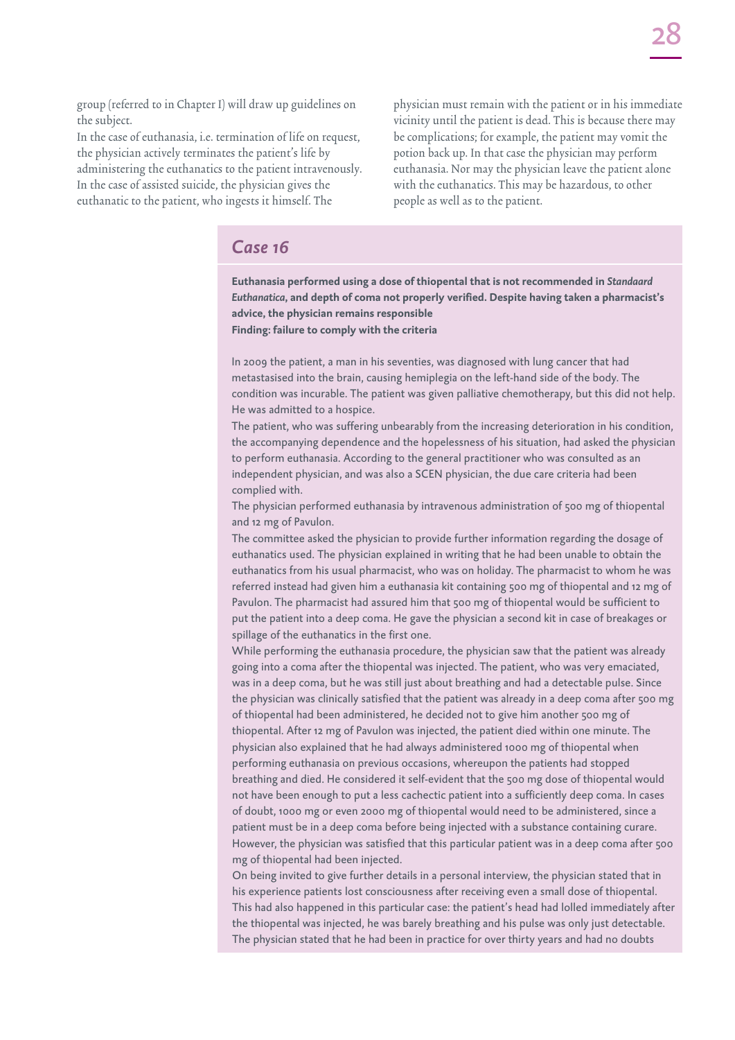group (referred to in Chapter I) will draw up guidelines on the subject.

In the case of euthanasia, i.e. termination of life on request, the physician actively terminates the patient's life by administering the euthanatics to the patient intravenously. In the case of assisted suicide, the physician gives the euthanatic to the patient, who ingests it himself. The physician must remain with the patient or in his immediate vicinity until the patient is dead. This is because there may be complications; for example, the patient may vomit the potion back up. In that case the physician may perform euthanasia. Nor may the physician leave the patient alone with the euthanatics. This may be hazardous, to other people as well as to the patient.

## *Case 16*

**Euthanasia performed using a dose of thiopental that is not recommended in *Standaard Euthanatica*, and depth of coma not properly verified. Despite having taken a pharmacist's advice, the physician remains responsible**
**Finding: failure to comply with the criteria**

In 2009 the patient, a man in his seventies, was diagnosed with lung cancer that had metastasised into the brain, causing hemiplegia on the left-hand side of the body. The condition was incurable. The patient was given palliative chemotherapy, but this did not help. He was admitted to a hospice.

The patient, who was suffering unbearably from the increasing deterioration in his condition, the accompanying dependence and the hopelessness of his situation, had asked the physician to perform euthanasia. According to the general practitioner who was consulted as an independent physician, and was also a SCEN physician, the due care criteria had been complied with.

The physician performed euthanasia by intravenous administration of 500 mg of thiopental and 12 mg of Pavulon.

The committee asked the physician to provide further information regarding the dosage of euthanatics used. The physician explained in writing that he had been unable to obtain the euthanatics from his usual pharmacist, who was on holiday. The pharmacist to whom he was referred instead had given him a euthanasia kit containing 500 mg of thiopental and 12 mg of Pavulon. The pharmacist had assured him that 500 mg of thiopental would be sufficient to put the patient into a deep coma. He gave the physician a second kit in case of breakages or spillage of the euthanatics in the first one.

While performing the euthanasia procedure, the physician saw that the patient was already going into a coma after the thiopental was injected. The patient, who was very emaciated, was in a deep coma, but he was still just about breathing and had a detectable pulse. Since the physician was clinically satisfied that the patient was already in a deep coma after 500 mg of thiopental had been administered, he decided not to give him another 500 mg of thiopental. After 12 mg of Pavulon was injected, the patient died within one minute. The physician also explained that he had always administered 1000 mg of thiopental when performing euthanasia on previous occasions, whereupon the patients had stopped breathing and died. He considered it self-evident that the 500 mg dose of thiopental would not have been enough to put a less cachectic patient into a sufficiently deep coma. In cases of doubt, 1000 mg or even 2000 mg of thiopental would need to be administered, since a patient must be in a deep coma before being injected with a substance containing curare. However, the physician was satisfied that this particular patient was in a deep coma after 500 mg of thiopental had been injected.

On being invited to give further details in a personal interview, the physician stated that in his experience patients lost consciousness after receiving even a small dose of thiopental. This had also happened in this particular case: the patient's head had lolled immediately after the thiopental was injected, he was barely breathing and his pulse was only just detectable. The physician stated that he had been in practice for over thirty years and had no doubts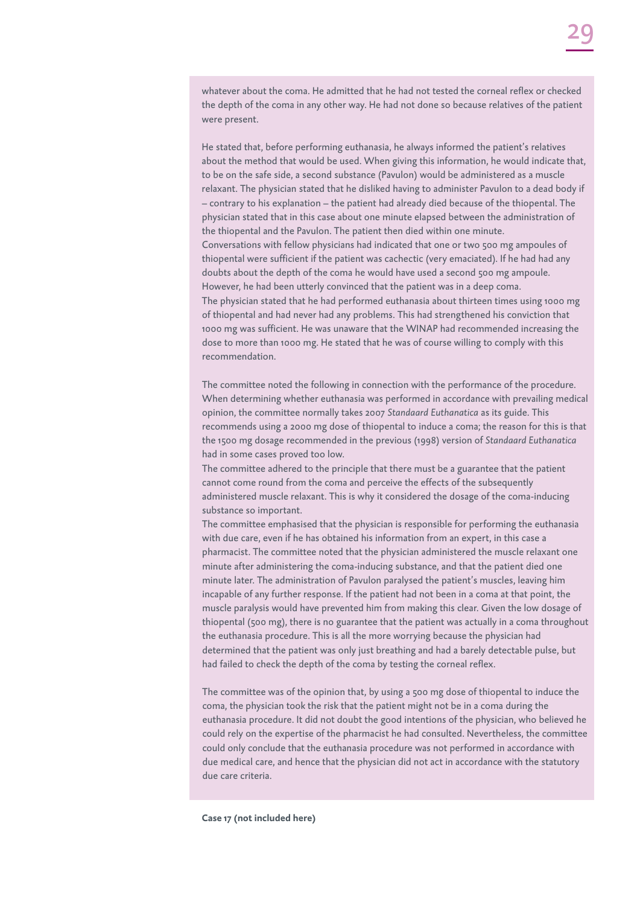whatever about the coma. He admitted that he had not tested the corneal reflex or checked the depth of the coma in any other way. He had not done so because relatives of the patient were present.

He stated that, before performing euthanasia, he always informed the patient's relatives about the method that would be used. When giving this information, he would indicate that, to be on the safe side, a second substance (Pavulon) would be administered as a muscle relaxant. The physician stated that he disliked having to administer Pavulon to a dead body if – contrary to his explanation – the patient had already died because of the thiopental. The physician stated that in this case about one minute elapsed between the administration of the thiopental and the Pavulon. The patient then died within one minute.
Conversations with fellow physicians had indicated that one or two 500 mg ampoules of thiopental were sufficient if the patient was cachectic (very emaciated). If he had had any doubts about the depth of the coma he would have used a second 500 mg ampoule. However, he had been utterly convinced that the patient was in a deep coma.
The physician stated that he had performed euthanasia about thirteen times using 1000 mg of thiopental and had never had any problems. This had strengthened his conviction that 1000 mg was sufficient. He was unaware that the WINAP had recommended increasing the dose to more than 1000 mg. He stated that he was of course willing to comply with this recommendation.

The committee noted the following in connection with the performance of the procedure. When determining whether euthanasia was performed in accordance with prevailing medical opinion, the committee normally takes 2007 *Standaard Euthanatica* as its guide. This recommends using a 2000 mg dose of thiopental to induce a coma; the reason for this is that the 1500 mg dosage recommended in the previous (1998) version of *Standaard Euthanatica* had in some cases proved too low.
The committee adhered to the principle that there must be a guarantee that the patient cannot come round from the coma and perceive the effects of the subsequently administered muscle relaxant. This is why it considered the dosage of the coma-inducing substance so important.
The committee emphasised that the physician is responsible for performing the euthanasia with due care, even if he has obtained his information from an expert, in this case a pharmacist. The committee noted that the physician administered the muscle relaxant one minute after administering the coma-inducing substance, and that the patient died one minute later. The administration of Pavulon paralysed the patient's muscles, leaving him incapable of any further response. If the patient had not been in a coma at that point, the muscle paralysis would have prevented him from making this clear. Given the low dosage of thiopental (500 mg), there is no guarantee that the patient was actually in a coma throughout the euthanasia procedure. This is all the more worrying because the physician had determined that the patient was only just breathing and had a barely detectable pulse, but had failed to check the depth of the coma by testing the corneal reflex.

The committee was of the opinion that, by using a 500 mg dose of thiopental to induce the coma, the physician took the risk that the patient might not be in a coma during the euthanasia procedure. It did not doubt the good intentions of the physician, who believed he could rely on the expertise of the pharmacist he had consulted. Nevertheless, the committee could only conclude that the euthanasia procedure was not performed in accordance with due medical care, and hence that the physician did not act in accordance with the statutory due care criteria.

**Case 17 (not included here)**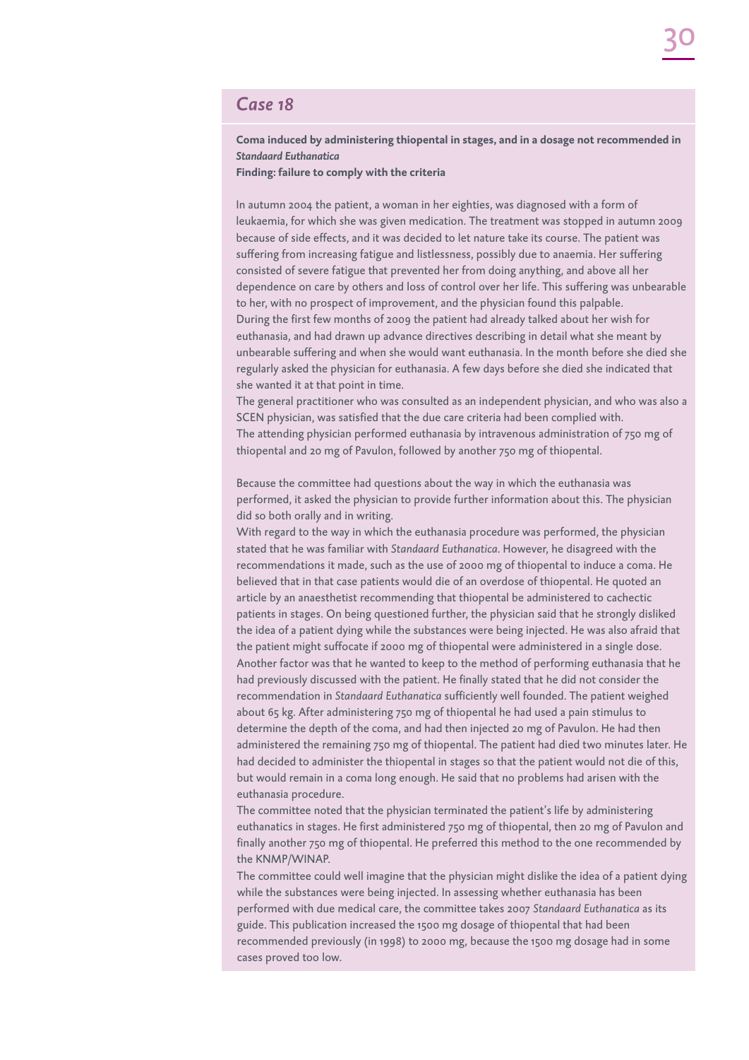## *Case 18*

**Coma induced by administering thiopental in stages, and in a dosage not recommended in *Standaard Euthanatica***
**Finding: failure to comply with the criteria**

In autumn 2004 the patient, a woman in her eighties, was diagnosed with a form of leukaemia, for which she was given medication. The treatment was stopped in autumn 2009 because of side effects, and it was decided to let nature take its course. The patient was suffering from increasing fatigue and listlessness, possibly due to anaemia. Her suffering consisted of severe fatigue that prevented her from doing anything, and above all her dependence on care by others and loss of control over her life. This suffering was unbearable to her, with no prospect of improvement, and the physician found this palpable.
During the first few months of 2009 the patient had already talked about her wish for euthanasia, and had drawn up advance directives describing in detail what she meant by unbearable suffering and when she would want euthanasia. In the month before she died she regularly asked the physician for euthanasia. A few days before she died she indicated that she wanted it at that point in time.
The general practitioner who was consulted as an independent physician, and who was also a SCEN physician, was satisfied that the due care criteria had been complied with.
The attending physician performed euthanasia by intravenous administration of 750 mg of thiopental and 20 mg of Pavulon, followed by another 750 mg of thiopental.

Because the committee had questions about the way in which the euthanasia was performed, it asked the physician to provide further information about this. The physician did so both orally and in writing.
With regard to the way in which the euthanasia procedure was performed, the physician stated that he was familiar with *Standaard Euthanatica*. However, he disagreed with the recommendations it made, such as the use of 2000 mg of thiopental to induce a coma. He believed that in that case patients would die of an overdose of thiopental. He quoted an article by an anaesthetist recommending that thiopental be administered to cachectic patients in stages. On being questioned further, the physician said that he strongly disliked the idea of a patient dying while the substances were being injected. He was also afraid that the patient might suffocate if 2000 mg of thiopental were administered in a single dose. Another factor was that he wanted to keep to the method of performing euthanasia that he had previously discussed with the patient. He finally stated that he did not consider the recommendation in *Standaard Euthanatica* sufficiently well founded. The patient weighed about 65 kg. After administering 750 mg of thiopental he had used a pain stimulus to determine the depth of the coma, and had then injected 20 mg of Pavulon. He had then administered the remaining 750 mg of thiopental. The patient had died two minutes later. He had decided to administer the thiopental in stages so that the patient would not die of this, but would remain in a coma long enough. He said that no problems had arisen with the euthanasia procedure.
The committee noted that the physician terminated the patient's life by administering euthanatics in stages. He first administered 750 mg of thiopental, then 20 mg of Pavulon and finally another 750 mg of thiopental. He preferred this method to the one recommended by the KNMP/WINAP.
The committee could well imagine that the physician might dislike the idea of a patient dying while the substances were being injected. In assessing whether euthanasia has been performed with due medical care, the committee takes 2007 *Standaard Euthanatica* as its guide. This publication increased the 1500 mg dosage of thiopental that had been recommended previously (in 1998) to 2000 mg, because the 1500 mg dosage had in some cases proved too low.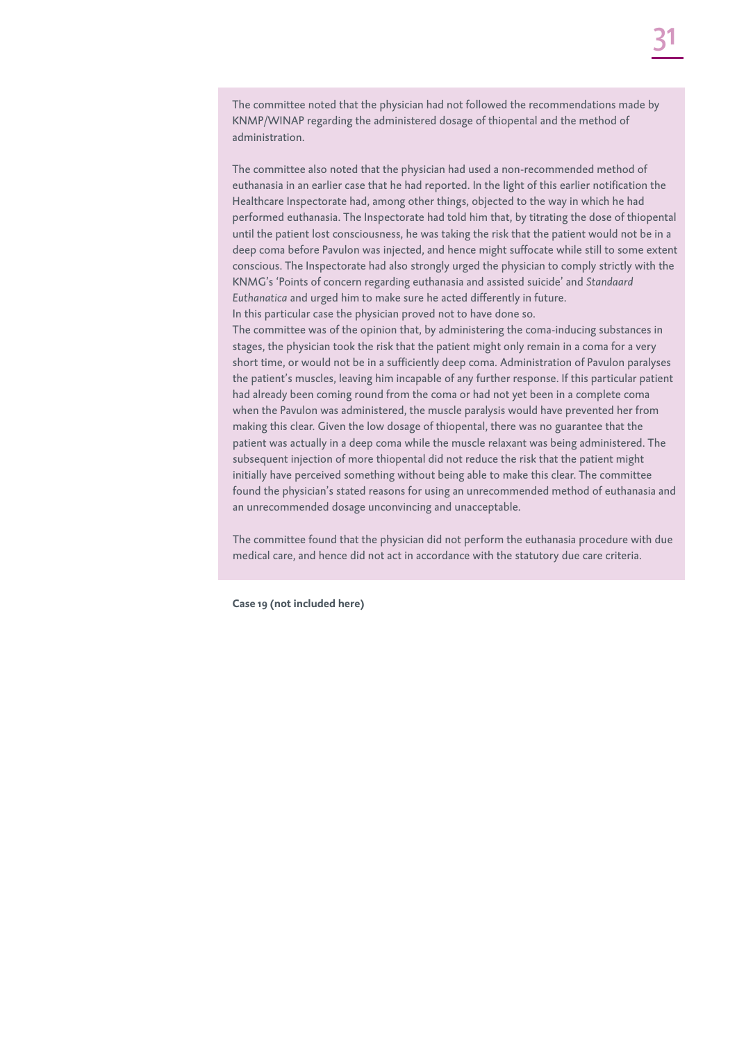The committee noted that the physician had not followed the recommendations made by KNMP/WINAP regarding the administered dosage of thiopental and the method of administration.

The committee also noted that the physician had used a non-recommended method of euthanasia in an earlier case that he had reported. In the light of this earlier notification the Healthcare Inspectorate had, among other things, objected to the way in which he had performed euthanasia. The Inspectorate had told him that, by titrating the dose of thiopental until the patient lost consciousness, he was taking the risk that the patient would not be in a deep coma before Pavulon was injected, and hence might suffocate while still to some extent conscious. The Inspectorate had also strongly urged the physician to comply strictly with the KNMG's 'Points of concern regarding euthanasia and assisted suicide' and *Standaard Euthanatica* and urged him to make sure he acted differently in future.
In this particular case the physician proved not to have done so.
The committee was of the opinion that, by administering the coma-inducing substances in stages, the physician took the risk that the patient might only remain in a coma for a very short time, or would not be in a sufficiently deep coma. Administration of Pavulon paralyses the patient's muscles, leaving him incapable of any further response. If this particular patient had already been coming round from the coma or had not yet been in a complete coma when the Pavulon was administered, the muscle paralysis would have prevented her from making this clear. Given the low dosage of thiopental, there was no guarantee that the patient was actually in a deep coma while the muscle relaxant was being administered. The subsequent injection of more thiopental did not reduce the risk that the patient might initially have perceived something without being able to make this clear. The committee found the physician's stated reasons for using an unrecommended method of euthanasia and an unrecommended dosage unconvincing and unacceptable.

The committee found that the physician did not perform the euthanasia procedure with due medical care, and hence did not act in accordance with the statutory due care criteria.

**Case 19 (not included here)**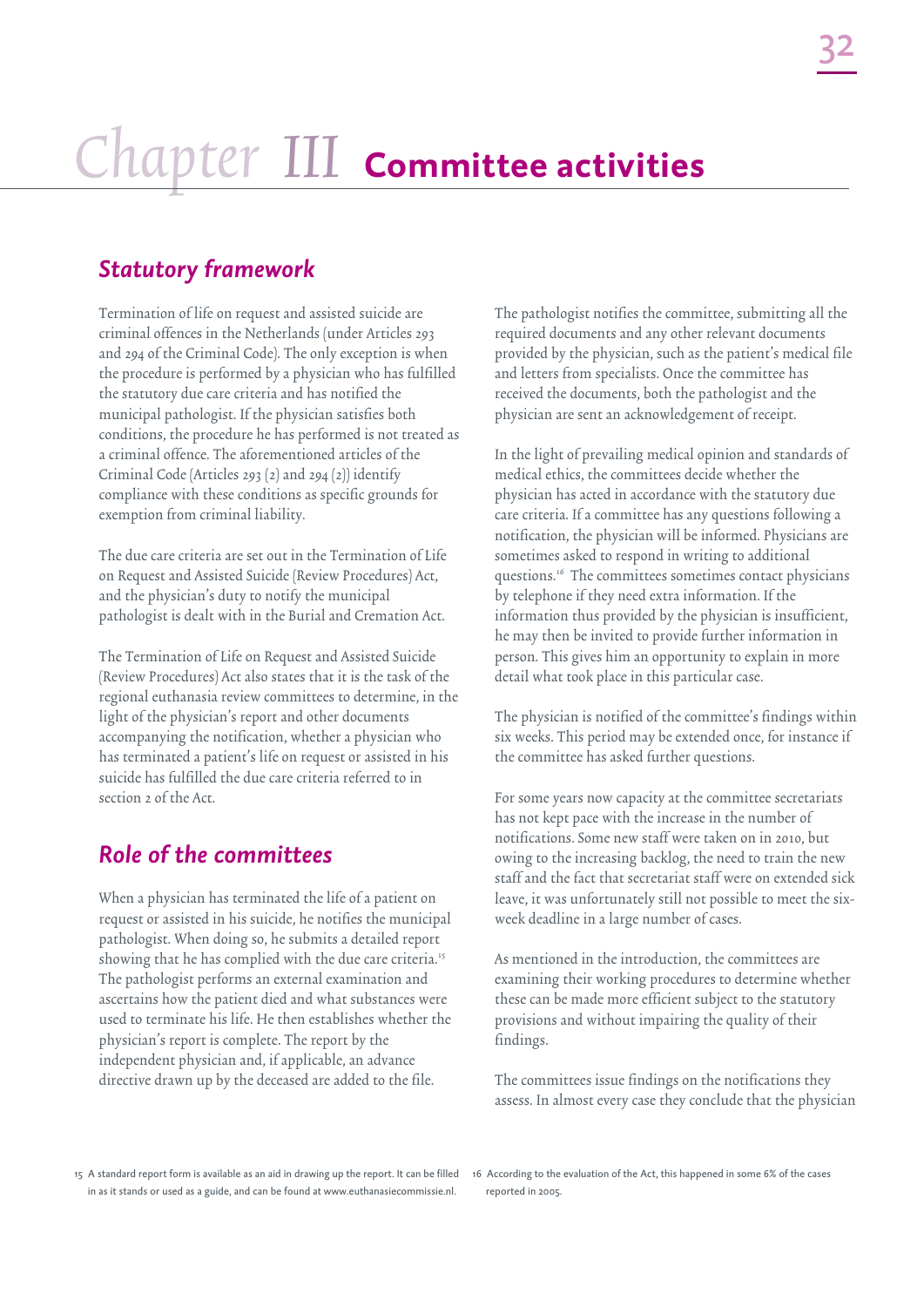# Chapter III Committee activities

## Statutory framework

Termination of life on request and assisted suicide are criminal offences in the Netherlands (under Articles 293 and 294 of the Criminal Code). The only exception is when the procedure is performed by a physician who has fulfilled the statutory due care criteria and has notified the municipal pathologist. If the physician satisfies both conditions, the procedure he has performed is not treated as a criminal offence. The aforementioned articles of the Criminal Code (Articles 293 (2) and 294 (2)) identify compliance with these conditions as specific grounds for exemption from criminal liability.

The due care criteria are set out in the Termination of Life on Request and Assisted Suicide (Review Procedures) Act, and the physician's duty to notify the municipal pathologist is dealt with in the Burial and Cremation Act.

The Termination of Life on Request and Assisted Suicide (Review Procedures) Act also states that it is the task of the regional euthanasia review committees to determine, in the light of the physician's report and other documents accompanying the notification, whether a physician who has terminated a patient's life on request or assisted in his suicide has fulfilled the due care criteria referred to in section 2 of the Act.

## Role of the committees

When a physician has terminated the life of a patient on request or assisted in his suicide, he notifies the municipal pathologist. When doing so, he submits a detailed report showing that he has complied with the due care criteria.[15] The pathologist performs an external examination and ascertains how the patient died and what substances were used to terminate his life. He then establishes whether the physician's report is complete. The report by the independent physician and, if applicable, an advance directive drawn up by the deceased are added to the file.

The pathologist notifies the committee, submitting all the required documents and any other relevant documents provided by the physician, such as the patient's medical file and letters from specialists. Once the committee has received the documents, both the pathologist and the physician are sent an acknowledgement of receipt.

In the light of prevailing medical opinion and standards of medical ethics, the committees decide whether the physician has acted in accordance with the statutory due care criteria. If a committee has any questions following a notification, the physician will be informed. Physicians are sometimes asked to respond in writing to additional questions.[16] The committees sometimes contact physicians by telephone if they need extra information. If the information thus provided by the physician is insufficient, he may then be invited to provide further information in person. This gives him an opportunity to explain in more detail what took place in this particular case.

The physician is notified of the committee's findings within six weeks. This period may be extended once, for instance if the committee has asked further questions.

For some years now capacity at the committee secretariats has not kept pace with the increase in the number of notifications. Some new staff were taken on in 2010, but owing to the increasing backlog, the need to train the new staff and the fact that secretariat staff were on extended sick leave, it was unfortunately still not possible to meet the six-week deadline in a large number of cases.

As mentioned in the introduction, the committees are examining their working procedures to determine whether these can be made more efficient subject to the statutory provisions and without impairing the quality of their findings.

The committees issue findings on the notifications they assess. In almost every case they conclude that the physician

---

15 A standard report form is available as an aid in drawing up the report. It can be filled in as it stands or used as a guide, and can be found at www.euthanasiecommissie.nl.

16 According to the evaluation of the Act, this happened in some 6% of the cases reported in 2005.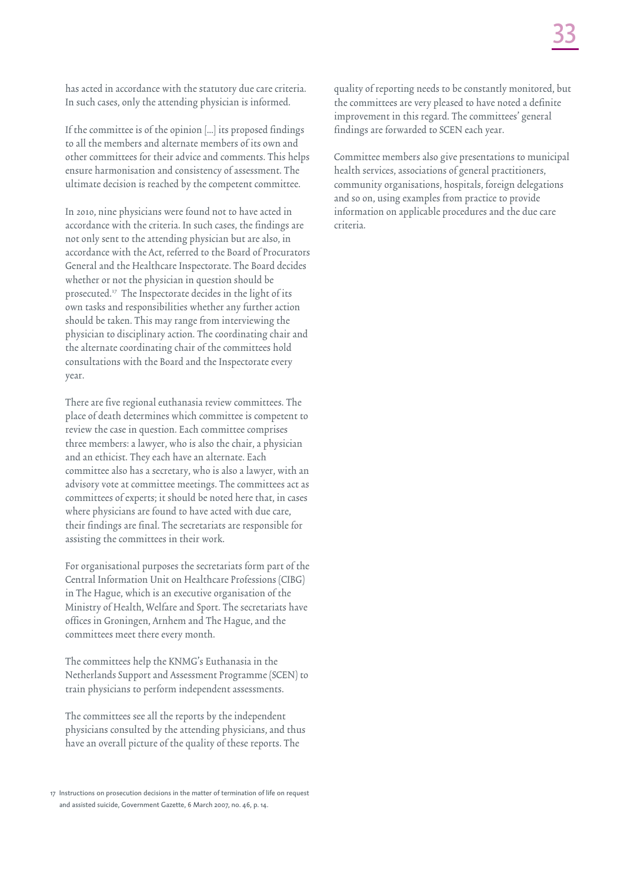has acted in accordance with the statutory due care criteria. In such cases, only the attending physician is informed.

If the committee is of the opinion [...] its proposed findings to all the members and alternate members of its own and other committees for their advice and comments. This helps ensure harmonisation and consistency of assessment. The ultimate decision is reached by the competent committee.

In 2010, nine physicians were found not to have acted in accordance with the criteria. In such cases, the findings are not only sent to the attending physician but are also, in accordance with the Act, referred to the Board of Procurators General and the Healthcare Inspectorate. The Board decides whether or not the physician in question should be prosecuted.[17] The Inspectorate decides in the light of its own tasks and responsibilities whether any further action should be taken. This may range from interviewing the physician to disciplinary action. The coordinating chair and the alternate coordinating chair of the committees hold consultations with the Board and the Inspectorate every year.

There are five regional euthanasia review committees. The place of death determines which committee is competent to review the case in question. Each committee comprises three members: a lawyer, who is also the chair, a physician and an ethicist. They each have an alternate. Each committee also has a secretary, who is also a lawyer, with an advisory vote at committee meetings. The committees act as committees of experts; it should be noted here that, in cases where physicians are found to have acted with due care, their findings are final. The secretariats are responsible for assisting the committees in their work.

For organisational purposes the secretariats form part of the Central Information Unit on Healthcare Professions (CIBG) in The Hague, which is an executive organisation of the Ministry of Health, Welfare and Sport. The secretariats have offices in Groningen, Arnhem and The Hague, and the committees meet there every month.

The committees help the KNMG's Euthanasia in the Netherlands Support and Assessment Programme (SCEN) to train physicians to perform independent assessments.

The committees see all the reports by the independent physicians consulted by the attending physicians, and thus have an overall picture of the quality of these reports. The quality of reporting needs to be constantly monitored, but the committees are very pleased to have noted a definite improvement in this regard. The committees' general findings are forwarded to SCEN each year.

Committee members also give presentations to municipal health services, associations of general practitioners, community organisations, hospitals, foreign delegations and so on, using examples from practice to provide information on applicable procedures and the due care criteria.

17 Instructions on prosecution decisions in the matter of termination of life on request and assisted suicide, Government Gazette, 6 March 2007, no. 46, p. 14.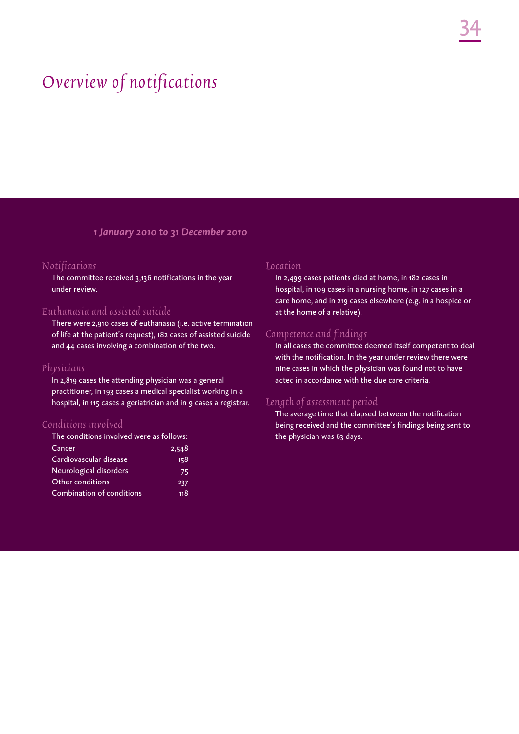# Overview of notifications

*1 January 2010 to 31 December 2010*

### Notifications

The committee received 3,136 notifications in the year under review.

### Euthanasia and assisted suicide

There were 2,910 cases of euthanasia (i.e. active termination of life at the patient's request), 182 cases of assisted suicide and 44 cases involving a combination of the two.

### Physicians

In 2,819 cases the attending physician was a general practitioner, in 193 cases a medical specialist working in a hospital, in 115 cases a geriatrician and in 9 cases a registrar.

### Conditions involved

The conditions involved were as follows:

| | |
|---|---|
| Cancer | 2,548 |
| Cardiovascular disease | 158 |
| Neurological disorders | 75 |
| Other conditions | 237 |
| Combination of conditions | 118 |

### Location

In 2,499 cases patients died at home, in 182 cases in hospital, in 109 cases in a nursing home, in 127 cases in a care home, and in 219 cases elsewhere (e.g. in a hospice or at the home of a relative).

### Competence and findings

In all cases the committee deemed itself competent to deal with the notification. In the year under review there were nine cases in which the physician was found not to have acted in accordance with the due care criteria.

### Length of assessment period

The average time that elapsed between the notification being received and the committee's findings being sent to the physician was 63 days.